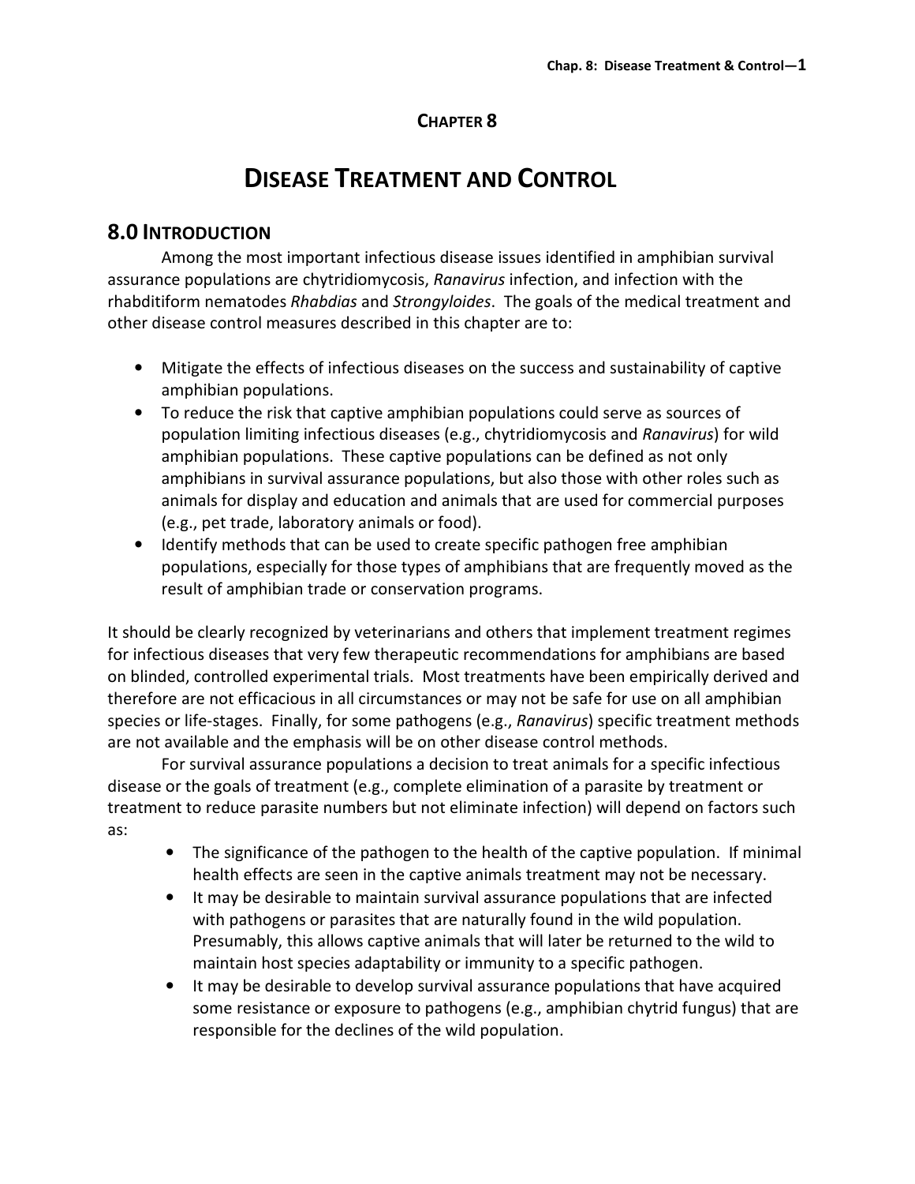# CHAPTER 8

# DISEASE TREATMENT AND CONTROL

## 8.0 INTRODUCTION

Among the most important infectious disease issues identified in amphibian survival assurance populations are chytridiomycosis, *Ranavirus* infection, and infection with the rhabditiform nematodes *Rhabdias* and *Strongyloides*. The goals of the medical treatment and other disease control measures described in this chapter are to:

- Mitigate the effects of infectious diseases on the success and sustainability of captive amphibian populations.
- To reduce the risk that captive amphibian populations could serve as sources of population limiting infectious diseases (e.g., chytridiomycosis and *Ranavirus*) for wild amphibian populations. These captive populations can be defined as not only amphibians in survival assurance populations, but also those with other roles such as animals for display and education and animals that are used for commercial purposes (e.g., pet trade, laboratory animals or food).
- Identify methods that can be used to create specific pathogen free amphibian populations, especially for those types of amphibians that are frequently moved as the result of amphibian trade or conservation programs.

It should be clearly recognized by veterinarians and others that implement treatment regimes for infectious diseases that very few therapeutic recommendations for amphibians are based on blinded, controlled experimental trials. Most treatments have been empirically derived and therefore are not efficacious in all circumstances or may not be safe for use on all amphibian species or life-stages. Finally, for some pathogens (e.g., *Ranavirus*) specific treatment methods are not available and the emphasis will be on other disease control methods.

For survival assurance populations a decision to treat animals for a specific infectious disease or the goals of treatment (e.g., complete elimination of a parasite by treatment or treatment to reduce parasite numbers but not eliminate infection) will depend on factors such as:

- The significance of the pathogen to the health of the captive population. If minimal health effects are seen in the captive animals treatment may not be necessary.
- It may be desirable to maintain survival assurance populations that are infected with pathogens or parasites that are naturally found in the wild population. Presumably, this allows captive animals that will later be returned to the wild to maintain host species adaptability or immunity to a specific pathogen.
- It may be desirable to develop survival assurance populations that have acquired some resistance or exposure to pathogens (e.g., amphibian chytrid fungus) that are responsible for the declines of the wild population.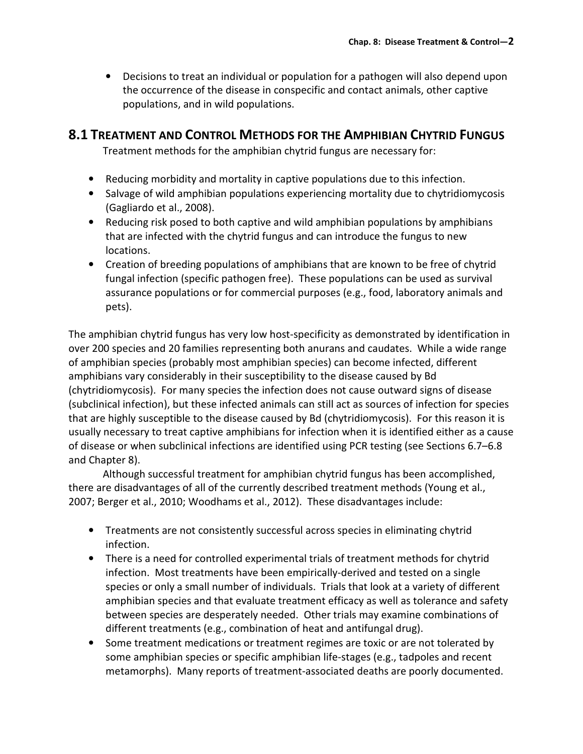- Decisions to treat an individual or population for a pathogen will also depend upon the occurrence of the disease in conspecific and contact animals, other captive populations, and in wild populations.

## 8.1 Treatment and Control Methods for the Amphibian Chytrid Fungus

Treatment methods for the amphibian chytrid fungus are necessary for:

- Reducing morbidity and mortality in captive populations due to this infection.
- Salvage of wild amphibian populations experiencing mortality due to chytridiomycosis (Gagliardo et al., 2008).
- Reducing risk posed to both captive and wild amphibian populations by amphibians that are infected with the chytrid fungus and can introduce the fungus to new locations.
- Creation of breeding populations of amphibians that are known to be free of chytrid fungal infection (specific pathogen free). These populations can be used as survival assurance populations or for commercial purposes (e.g., food, laboratory animals and pets).

The amphibian chytrid fungus has very low host-specificity as demonstrated by identification in over 200 species and 20 families representing both anurans and caudates. While a wide range of amphibian species (probably most amphibian species) can become infected, different amphibians vary considerably in their susceptibility to the disease caused by Bd (chytridiomycosis). For many species the infection does not cause outward signs of disease (subclinical infection), but these infected animals can still act as sources of infection for species that are highly susceptible to the disease caused by Bd (chytridiomycosis). For this reason it is usually necessary to treat captive amphibians for infection when it is identified either as a cause of disease or when subclinical infections are identified using PCR testing (see Sections 6.7–6.8 and Chapter 8).

Although successful treatment for amphibian chytrid fungus has been accomplished, there are disadvantages of all of the currently described treatment methods (Young et al., 2007; Berger et al., 2010; Woodhams et al., 2012). These disadvantages include:

- Treatments are not consistently successful across species in eliminating chytrid infection.
- There is a need for controlled experimental trials of treatment methods for chytrid infection. Most treatments have been empirically-derived and tested on a single species or only a small number of individuals. Trials that look at a variety of different amphibian species and that evaluate treatment efficacy as well as tolerance and safety between species are desperately needed. Other trials may examine combinations of different treatments (e.g., combination of heat and antifungal drug).
- Some treatment medications or treatment regimes are toxic or are not tolerated by some amphibian species or specific amphibian life-stages (e.g., tadpoles and recent metamorphs). Many reports of treatment-associated deaths are poorly documented.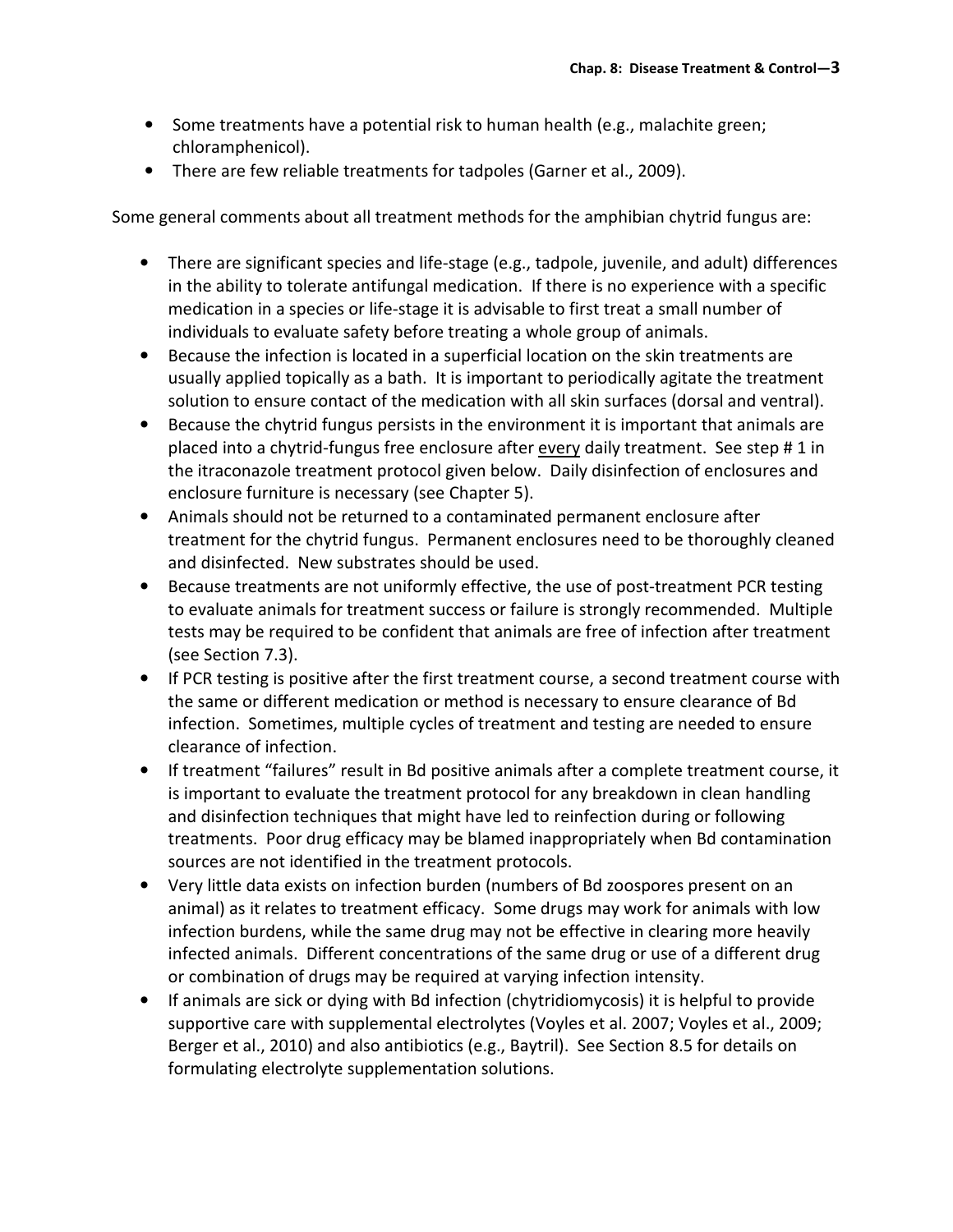- Some treatments have a potential risk to human health (e.g., malachite green; chloramphenicol).
- There are few reliable treatments for tadpoles (Garner et al., 2009).

Some general comments about all treatment methods for the amphibian chytrid fungus are:

- There are significant species and life-stage (e.g., tadpole, juvenile, and adult) differences in the ability to tolerate antifungal medication. If there is no experience with a specific medication in a species or life-stage it is advisable to first treat a small number of individuals to evaluate safety before treating a whole group of animals.
- Because the infection is located in a superficial location on the skin treatments are usually applied topically as a bath. It is important to periodically agitate the treatment solution to ensure contact of the medication with all skin surfaces (dorsal and ventral).
- Because the chytrid fungus persists in the environment it is important that animals are placed into a chytrid-fungus free enclosure after <u>every</u> daily treatment. See step # 1 in the itraconazole treatment protocol given below. Daily disinfection of enclosures and enclosure furniture is necessary (see Chapter 5).
- Animals should not be returned to a contaminated permanent enclosure after treatment for the chytrid fungus. Permanent enclosures need to be thoroughly cleaned and disinfected. New substrates should be used.
- Because treatments are not uniformly effective, the use of post-treatment PCR testing to evaluate animals for treatment success or failure is strongly recommended. Multiple tests may be required to be confident that animals are free of infection after treatment (see Section 7.3).
- If PCR testing is positive after the first treatment course, a second treatment course with the same or different medication or method is necessary to ensure clearance of Bd infection. Sometimes, multiple cycles of treatment and testing are needed to ensure clearance of infection.
- If treatment "failures" result in Bd positive animals after a complete treatment course, it is important to evaluate the treatment protocol for any breakdown in clean handling and disinfection techniques that might have led to reinfection during or following treatments. Poor drug efficacy may be blamed inappropriately when Bd contamination sources are not identified in the treatment protocols.
- Very little data exists on infection burden (numbers of Bd zoospores present on an animal) as it relates to treatment efficacy. Some drugs may work for animals with low infection burdens, while the same drug may not be effective in clearing more heavily infected animals. Different concentrations of the same drug or use of a different drug or combination of drugs may be required at varying infection intensity.
- If animals are sick or dying with Bd infection (chytridiomycosis) it is helpful to provide supportive care with supplemental electrolytes (Voyles et al. 2007; Voyles et al., 2009; Berger et al., 2010) and also antibiotics (e.g., Baytril). See Section 8.5 for details on formulating electrolyte supplementation solutions.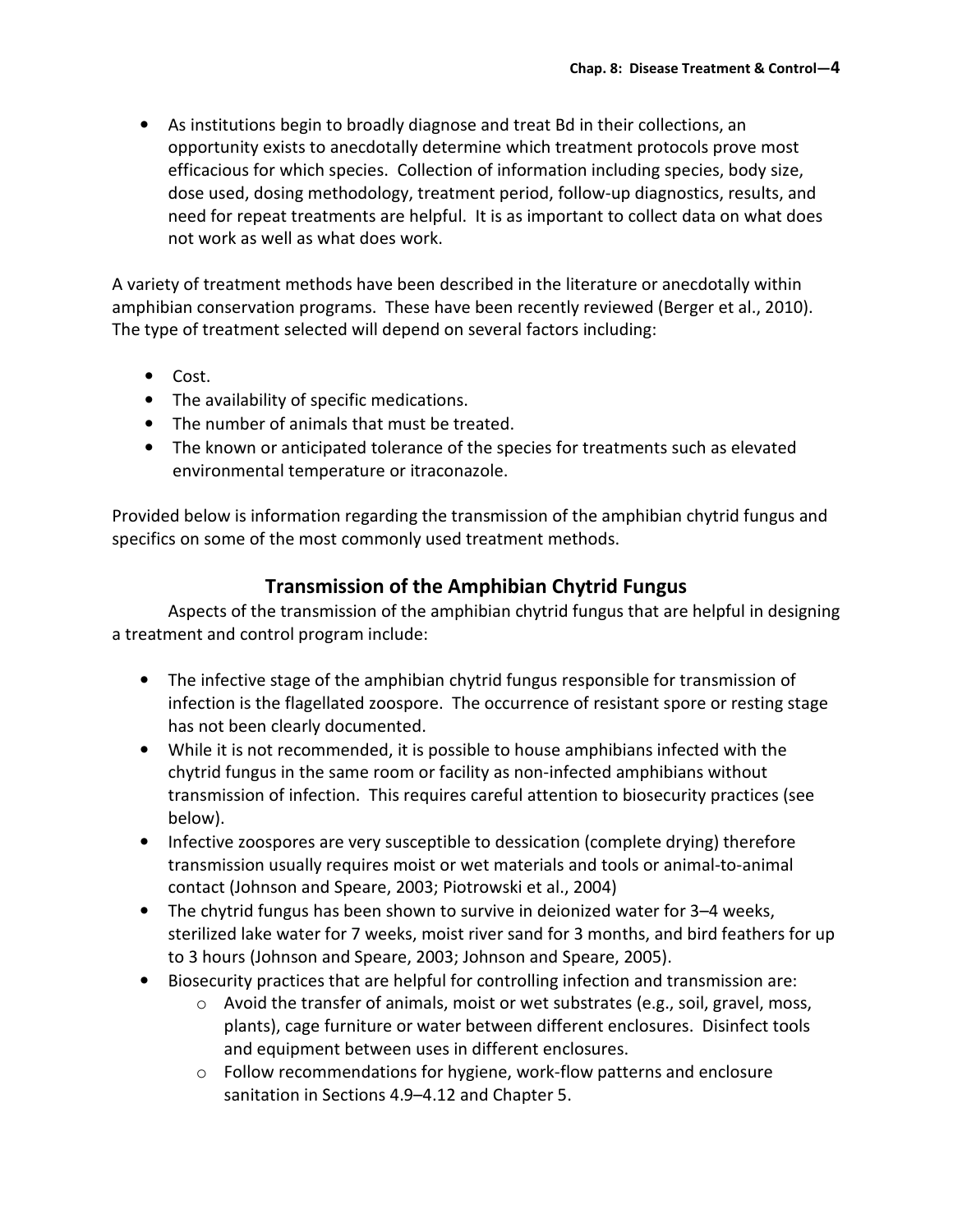- As institutions begin to broadly diagnose and treat Bd in their collections, an opportunity exists to anecdotally determine which treatment protocols prove most efficacious for which species. Collection of information including species, body size, dose used, dosing methodology, treatment period, follow-up diagnostics, results, and need for repeat treatments are helpful. It is as important to collect data on what does not work as well as what does work.

A variety of treatment methods have been described in the literature or anecdotally within amphibian conservation programs. These have been recently reviewed (Berger et al., 2010). The type of treatment selected will depend on several factors including:

- Cost.
- The availability of specific medications.
- The number of animals that must be treated.
- The known or anticipated tolerance of the species for treatments such as elevated environmental temperature or itraconazole.

Provided below is information regarding the transmission of the amphibian chytrid fungus and specifics on some of the most commonly used treatment methods.

## Transmission of the Amphibian Chytrid Fungus

Aspects of the transmission of the amphibian chytrid fungus that are helpful in designing a treatment and control program include:

- The infective stage of the amphibian chytrid fungus responsible for transmission of infection is the flagellated zoospore. The occurrence of resistant spore or resting stage has not been clearly documented.
- While it is not recommended, it is possible to house amphibians infected with the chytrid fungus in the same room or facility as non-infected amphibians without transmission of infection. This requires careful attention to biosecurity practices (see below).
- Infective zoospores are very susceptible to dessication (complete drying) therefore transmission usually requires moist or wet materials and tools or animal-to-animal contact (Johnson and Speare, 2003; Piotrowski et al., 2004)
- The chytrid fungus has been shown to survive in deionized water for 3–4 weeks, sterilized lake water for 7 weeks, moist river sand for 3 months, and bird feathers for up to 3 hours (Johnson and Speare, 2003; Johnson and Speare, 2005).
- Biosecurity practices that are helpful for controlling infection and transmission are:
  - Avoid the transfer of animals, moist or wet substrates (e.g., soil, gravel, moss, plants), cage furniture or water between different enclosures. Disinfect tools and equipment between uses in different enclosures.
  - Follow recommendations for hygiene, work-flow patterns and enclosure sanitation in Sections 4.9–4.12 and Chapter 5.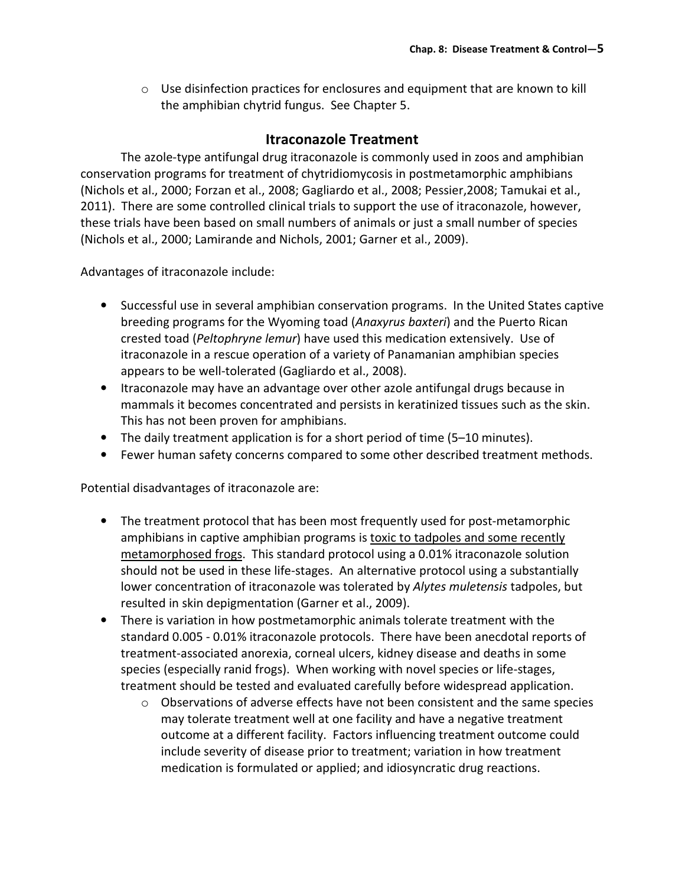- Use disinfection practices for enclosures and equipment that are known to kill the amphibian chytrid fungus. See Chapter 5.

## Itraconazole Treatment

The azole-type antifungal drug itraconazole is commonly used in zoos and amphibian conservation programs for treatment of chytridiomycosis in postmetamorphic amphibians (Nichols et al., 2000; Forzan et al., 2008; Gagliardo et al., 2008; Pessier,2008; Tamukai et al., 2011). There are some controlled clinical trials to support the use of itraconazole, however, these trials have been based on small numbers of animals or just a small number of species (Nichols et al., 2000; Lamirande and Nichols, 2001; Garner et al., 2009).

Advantages of itraconazole include:

- Successful use in several amphibian conservation programs. In the United States captive breeding programs for the Wyoming toad (*Anaxyrus baxteri*) and the Puerto Rican crested toad (*Peltophryne lemur*) have used this medication extensively. Use of itraconazole in a rescue operation of a variety of Panamanian amphibian species appears to be well-tolerated (Gagliardo et al., 2008).
- Itraconazole may have an advantage over other azole antifungal drugs because in mammals it becomes concentrated and persists in keratinized tissues such as the skin. This has not been proven for amphibians.
- The daily treatment application is for a short period of time (5–10 minutes).
- Fewer human safety concerns compared to some other described treatment methods.

Potential disadvantages of itraconazole are:

- The treatment protocol that has been most frequently used for post-metamorphic amphibians in captive amphibian programs is <u>toxic to tadpoles and some recently metamorphosed frogs</u>. This standard protocol using a 0.01% itraconazole solution should not be used in these life-stages. An alternative protocol using a substantially lower concentration of itraconazole was tolerated by *Alytes muletensis* tadpoles, but resulted in skin depigmentation (Garner et al., 2009).
- There is variation in how postmetamorphic animals tolerate treatment with the standard 0.005 - 0.01% itraconazole protocols. There have been anecdotal reports of treatment-associated anorexia, corneal ulcers, kidney disease and deaths in some species (especially ranid frogs). When working with novel species or life-stages, treatment should be tested and evaluated carefully before widespread application.
    - Observations of adverse effects have not been consistent and the same species may tolerate treatment well at one facility and have a negative treatment outcome at a different facility. Factors influencing treatment outcome could include severity of disease prior to treatment; variation in how treatment medication is formulated or applied; and idiosyncratic drug reactions.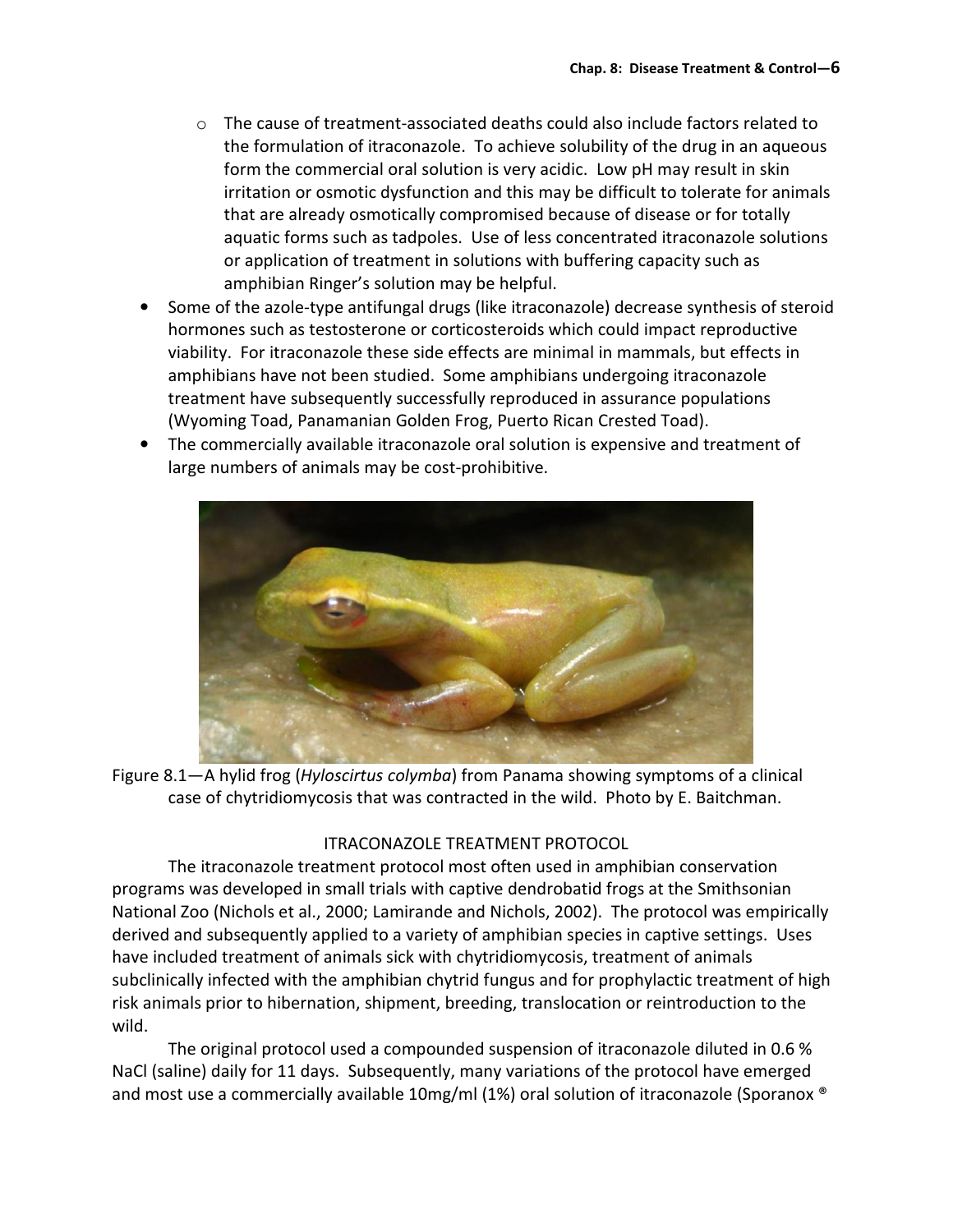- The cause of treatment-associated deaths could also include factors related to the formulation of itraconazole. To achieve solubility of the drug in an aqueous form the commercial oral solution is very acidic. Low pH may result in skin irritation or osmotic dysfunction and this may be difficult to tolerate for animals that are already osmotically compromised because of disease or for totally aquatic forms such as tadpoles. Use of less concentrated itraconazole solutions or application of treatment in solutions with buffering capacity such as amphibian Ringer's solution may be helpful.

- Some of the azole-type antifungal drugs (like itraconazole) decrease synthesis of steroid hormones such as testosterone or corticosteroids which could impact reproductive viability. For itraconazole these side effects are minimal in mammals, but effects in amphibians have not been studied. Some amphibians undergoing itraconazole treatment have subsequently successfully reproduced in assurance populations (Wyoming Toad, Panamanian Golden Frog, Puerto Rican Crested Toad).
- The commercially available itraconazole oral solution is expensive and treatment of large numbers of animals may be cost-prohibitive.

Figure 8.1—A hylid frog (*Hyloscirtus colymba*) from Panama showing symptoms of a clinical case of chytridiomycosis that was contracted in the wild. Photo by E. Baitchman.

## ITRACONAZOLE TREATMENT PROTOCOL

The itraconazole treatment protocol most often used in amphibian conservation programs was developed in small trials with captive dendrobatid frogs at the Smithsonian National Zoo (Nichols et al., 2000; Lamirande and Nichols, 2002). The protocol was empirically derived and subsequently applied to a variety of amphibian species in captive settings. Uses have included treatment of animals sick with chytridiomycosis, treatment of animals subclinically infected with the amphibian chytrid fungus and for prophylactic treatment of high risk animals prior to hibernation, shipment, breeding, translocation or reintroduction to the wild.

The original protocol used a compounded suspension of itraconazole diluted in 0.6 % NaCl (saline) daily for 11 days. Subsequently, many variations of the protocol have emerged and most use a commercially available 10mg/ml (1%) oral solution of itraconazole (Sporanox ®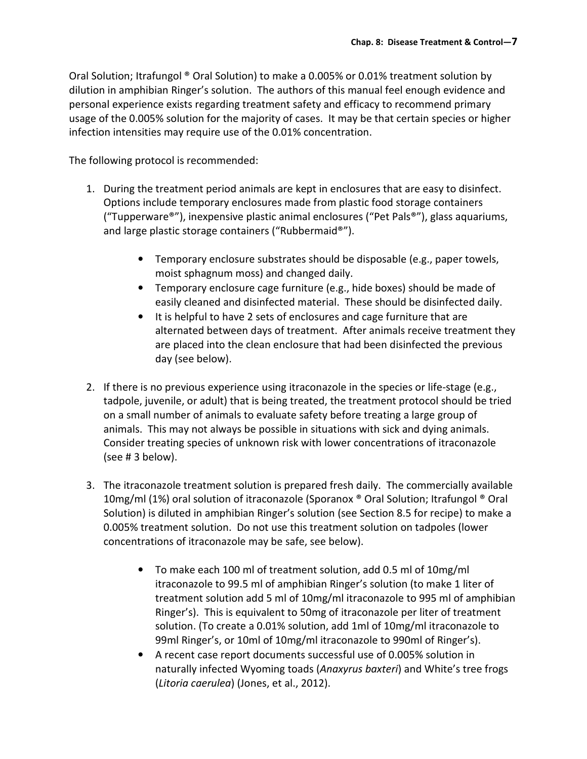Oral Solution; Itrafungol ® Oral Solution) to make a 0.005% or 0.01% treatment solution by dilution in amphibian Ringer's solution. The authors of this manual feel enough evidence and personal experience exists regarding treatment safety and efficacy to recommend primary usage of the 0.005% solution for the majority of cases. It may be that certain species or higher infection intensities may require use of the 0.01% concentration.

The following protocol is recommended:

1. During the treatment period animals are kept in enclosures that are easy to disinfect. Options include temporary enclosures made from plastic food storage containers ("Tupperware®"), inexpensive plastic animal enclosures ("Pet Pals®"), glass aquariums, and large plastic storage containers ("Rubbermaid®").
    - Temporary enclosure substrates should be disposable (e.g., paper towels, moist sphagnum moss) and changed daily.
    - Temporary enclosure cage furniture (e.g., hide boxes) should be made of easily cleaned and disinfected material. These should be disinfected daily.
    - It is helpful to have 2 sets of enclosures and cage furniture that are alternated between days of treatment. After animals receive treatment they are placed into the clean enclosure that had been disinfected the previous day (see below).

2. If there is no previous experience using itraconazole in the species or life-stage (e.g., tadpole, juvenile, or adult) that is being treated, the treatment protocol should be tried on a small number of animals to evaluate safety before treating a large group of animals. This may not always be possible in situations with sick and dying animals. Consider treating species of unknown risk with lower concentrations of itraconazole (see # 3 below).

3. The itraconazole treatment solution is prepared fresh daily. The commercially available 10mg/ml (1%) oral solution of itraconazole (Sporanox ® Oral Solution; Itrafungol ® Oral Solution) is diluted in amphibian Ringer's solution (see Section 8.5 for recipe) to make a 0.005% treatment solution. Do not use this treatment solution on tadpoles (lower concentrations of itraconazole may be safe, see below).
    - To make each 100 ml of treatment solution, add 0.5 ml of 10mg/ml itraconazole to 99.5 ml of amphibian Ringer's solution (to make 1 liter of treatment solution add 5 ml of 10mg/ml itraconazole to 995 ml of amphibian Ringer's). This is equivalent to 50mg of itraconazole per liter of treatment solution. (To create a 0.01% solution, add 1ml of 10mg/ml itraconazole to 99ml Ringer's, or 10ml of 10mg/ml itraconazole to 990ml of Ringer's).
    - A recent case report documents successful use of 0.005% solution in naturally infected Wyoming toads (*Anaxyrus baxteri*) and White's tree frogs (*Litoria caerulea*) (Jones, et al., 2012).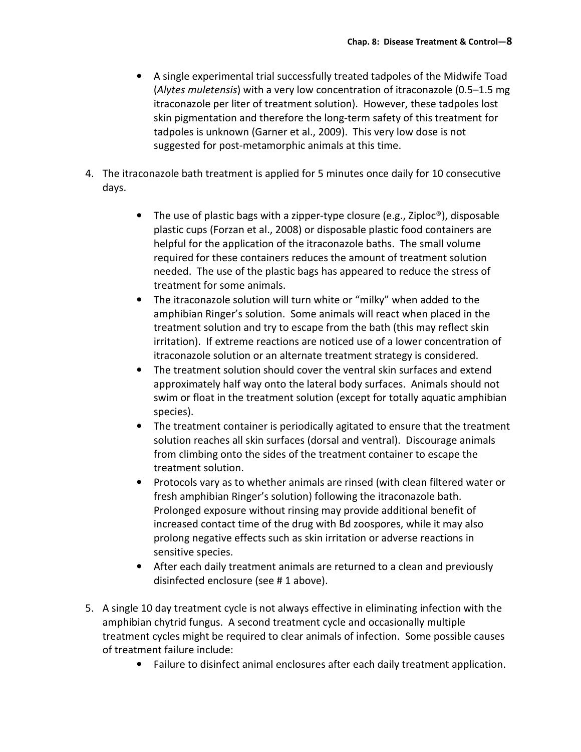- A single experimental trial successfully treated tadpoles of the Midwife Toad (*Alytes muletensis*) with a very low concentration of itraconazole (0.5–1.5 mg itraconazole per liter of treatment solution). However, these tadpoles lost skin pigmentation and therefore the long-term safety of this treatment for tadpoles is unknown (Garner et al., 2009). This very low dose is not suggested for post-metamorphic animals at this time.

4. The itraconazole bath treatment is applied for 5 minutes once daily for 10 consecutive days.

    - The use of plastic bags with a zipper-type closure (e.g., Ziploc®), disposable plastic cups (Forzan et al., 2008) or disposable plastic food containers are helpful for the application of the itraconazole baths. The small volume required for these containers reduces the amount of treatment solution needed. The use of the plastic bags has appeared to reduce the stress of treatment for some animals.
    - The itraconazole solution will turn white or "milky" when added to the amphibian Ringer's solution. Some animals will react when placed in the treatment solution and try to escape from the bath (this may reflect skin irritation). If extreme reactions are noticed use of a lower concentration of itraconazole solution or an alternate treatment strategy is considered.
    - The treatment solution should cover the ventral skin surfaces and extend approximately half way onto the lateral body surfaces. Animals should not swim or float in the treatment solution (except for totally aquatic amphibian species).
    - The treatment container is periodically agitated to ensure that the treatment solution reaches all skin surfaces (dorsal and ventral). Discourage animals from climbing onto the sides of the treatment container to escape the treatment solution.
    - Protocols vary as to whether animals are rinsed (with clean filtered water or fresh amphibian Ringer's solution) following the itraconazole bath. Prolonged exposure without rinsing may provide additional benefit of increased contact time of the drug with Bd zoospores, while it may also prolong negative effects such as skin irritation or adverse reactions in sensitive species.
    - After each daily treatment animals are returned to a clean and previously disinfected enclosure (see # 1 above).

5. A single 10 day treatment cycle is not always effective in eliminating infection with the amphibian chytrid fungus. A second treatment cycle and occasionally multiple treatment cycles might be required to clear animals of infection. Some possible causes of treatment failure include:
    - Failure to disinfect animal enclosures after each daily treatment application.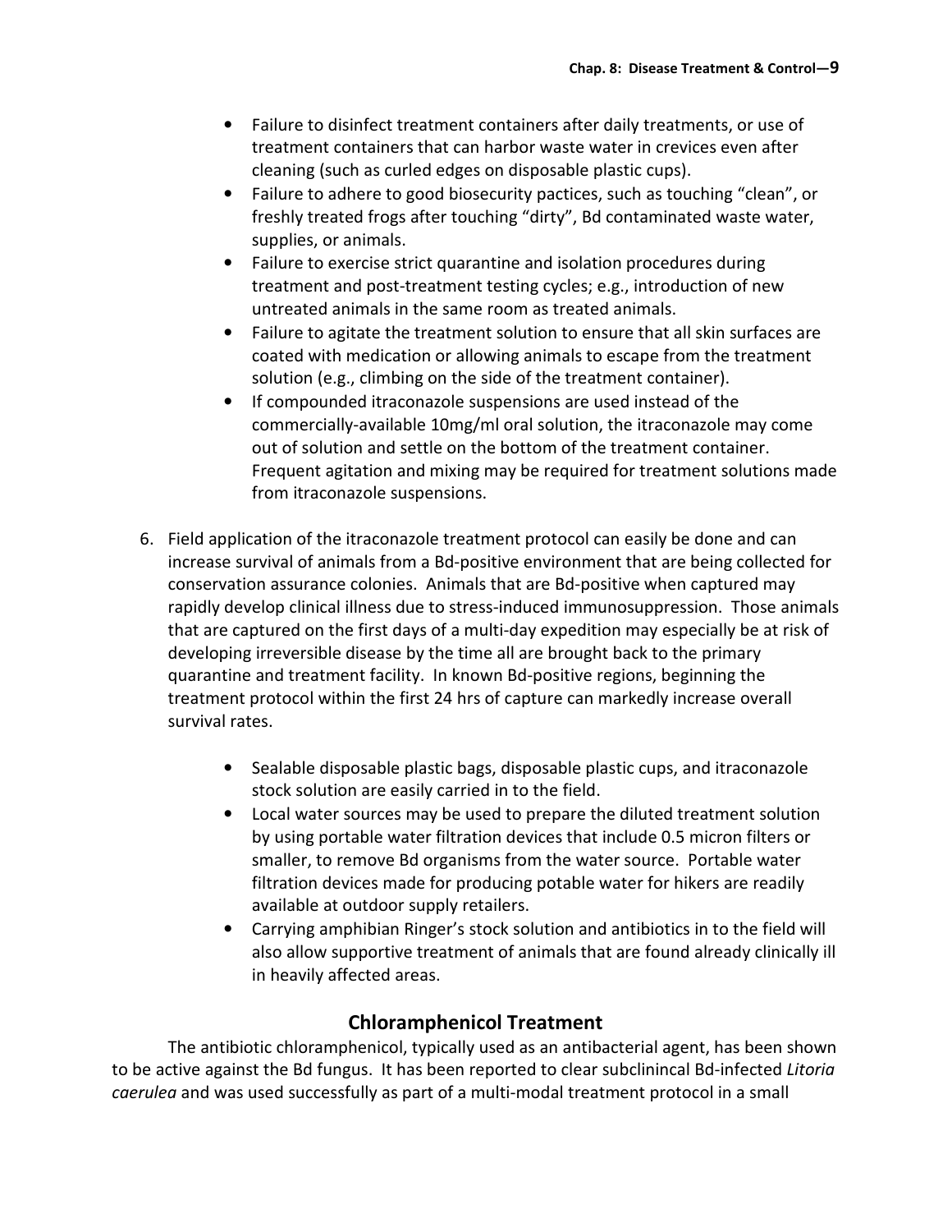- Failure to disinfect treatment containers after daily treatments, or use of treatment containers that can harbor waste water in crevices even after cleaning (such as curled edges on disposable plastic cups).
- Failure to adhere to good biosecurity pactices, such as touching "clean", or freshly treated frogs after touching "dirty", Bd contaminated waste water, supplies, or animals.
- Failure to exercise strict quarantine and isolation procedures during treatment and post-treatment testing cycles; e.g., introduction of new untreated animals in the same room as treated animals.
- Failure to agitate the treatment solution to ensure that all skin surfaces are coated with medication or allowing animals to escape from the treatment solution (e.g., climbing on the side of the treatment container).
- If compounded itraconazole suspensions are used instead of the commercially-available 10mg/ml oral solution, the itraconazole may come out of solution and settle on the bottom of the treatment container. Frequent agitation and mixing may be required for treatment solutions made from itraconazole suspensions.

6. Field application of the itraconazole treatment protocol can easily be done and can increase survival of animals from a Bd-positive environment that are being collected for conservation assurance colonies. Animals that are Bd-positive when captured may rapidly develop clinical illness due to stress-induced immunosuppression. Those animals that are captured on the first days of a multi-day expedition may especially be at risk of developing irreversible disease by the time all are brought back to the primary quarantine and treatment facility. In known Bd-positive regions, beginning the treatment protocol within the first 24 hrs of capture can markedly increase overall survival rates.

    - Sealable disposable plastic bags, disposable plastic cups, and itraconazole stock solution are easily carried in to the field.
    - Local water sources may be used to prepare the diluted treatment solution by using portable water filtration devices that include 0.5 micron filters or smaller, to remove Bd organisms from the water source. Portable water filtration devices made for producing potable water for hikers are readily available at outdoor supply retailers.
    - Carrying amphibian Ringer's stock solution and antibiotics in to the field will also allow supportive treatment of animals that are found already clinically ill in heavily affected areas.

## Chloramphenicol Treatment

The antibiotic chloramphenicol, typically used as an antibacterial agent, has been shown to be active against the Bd fungus. It has been reported to clear subclinincal Bd-infected *Litoria caerulea* and was used successfully as part of a multi-modal treatment protocol in a small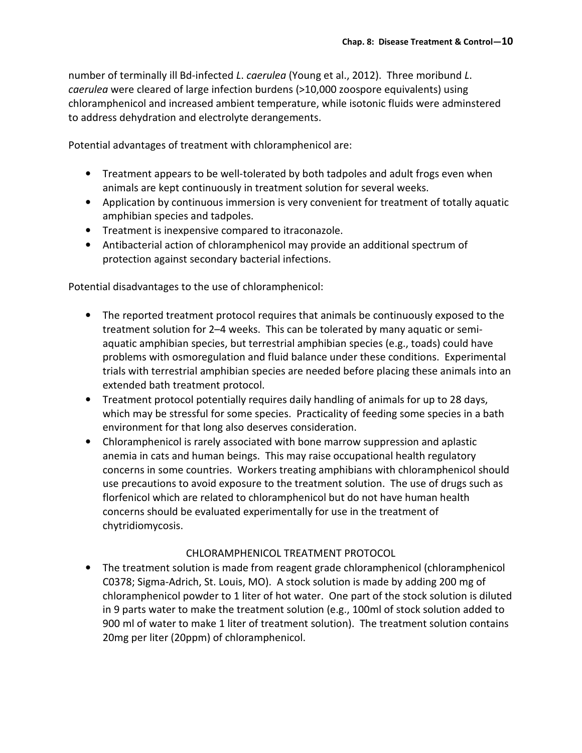number of terminally ill Bd-infected *L. caerulea* (Young et al., 2012). Three moribund *L. caerulea* were cleared of large infection burdens (>10,000 zoospore equivalents) using chloramphenicol and increased ambient temperature, while isotonic fluids were adminstered to address dehydration and electrolyte derangements.

Potential advantages of treatment with chloramphenicol are:

- Treatment appears to be well-tolerated by both tadpoles and adult frogs even when animals are kept continuously in treatment solution for several weeks.
- Application by continuous immersion is very convenient for treatment of totally aquatic amphibian species and tadpoles.
- Treatment is inexpensive compared to itraconazole.
- Antibacterial action of chloramphenicol may provide an additional spectrum of protection against secondary bacterial infections.

Potential disadvantages to the use of chloramphenicol:

- The reported treatment protocol requires that animals be continuously exposed to the treatment solution for 2–4 weeks. This can be tolerated by many aquatic or semi-aquatic amphibian species, but terrestrial amphibian species (e.g., toads) could have problems with osmoregulation and fluid balance under these conditions. Experimental trials with terrestrial amphibian species are needed before placing these animals into an extended bath treatment protocol.
- Treatment protocol potentially requires daily handling of animals for up to 28 days, which may be stressful for some species. Practicality of feeding some species in a bath environment for that long also deserves consideration.
- Chloramphenicol is rarely associated with bone marrow suppression and aplastic anemia in cats and human beings. This may raise occupational health regulatory concerns in some countries. Workers treating amphibians with chloramphenicol should use precautions to avoid exposure to the treatment solution. The use of drugs such as florfenicol which are related to chloramphenicol but do not have human health concerns should be evaluated experimentally for use in the treatment of chytridiomycosis.

## CHLORAMPHENICOL TREATMENT PROTOCOL

- The treatment solution is made from reagent grade chloramphenicol (chloramphenicol C0378; Sigma-Adrich, St. Louis, MO). A stock solution is made by adding 200 mg of chloramphenicol powder to 1 liter of hot water. One part of the stock solution is diluted in 9 parts water to make the treatment solution (e.g., 100ml of stock solution added to 900 ml of water to make 1 liter of treatment solution). The treatment solution contains 20mg per liter (20ppm) of chloramphenicol.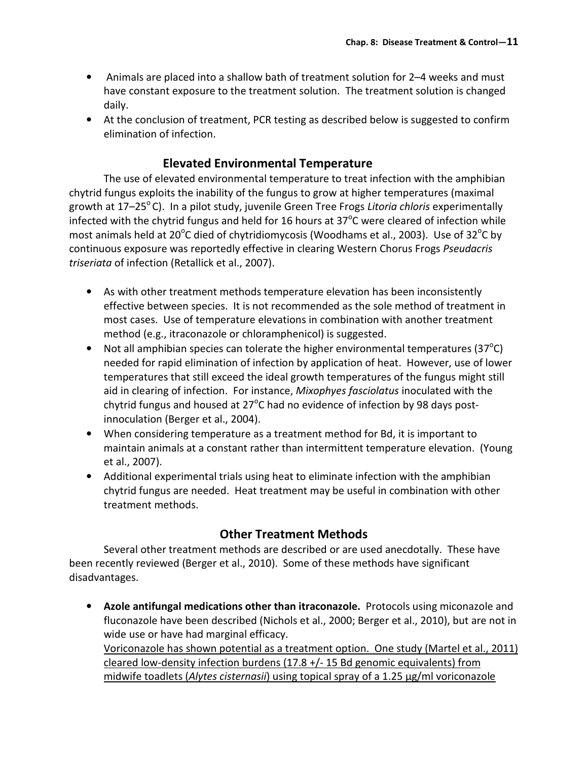- Animals are placed into a shallow bath of treatment solution for 2–4 weeks and must have constant exposure to the treatment solution. The treatment solution is changed daily.
- At the conclusion of treatment, PCR testing as described below is suggested to confirm elimination of infection.

## Elevated Environmental Temperature

The use of elevated environmental temperature to treat infection with the amphibian chytrid fungus exploits the inability of the fungus to grow at higher temperatures (maximal growth at 17–25$^{o}$C). In a pilot study, juvenile Green Tree Frogs *Litoria chloris* experimentally infected with the chytrid fungus and held for 16 hours at 37$^{o}$C were cleared of infection while most animals held at 20$^{o}$C died of chytridiomycosis (Woodhams et al., 2003). Use of 32$^{o}$C by continuous exposure was reportedly effective in clearing Western Chorus Frogs *Pseudacris triseriata* of infection (Retallick et al., 2007).

- As with other treatment methods temperature elevation has been inconsistently effective between species. It is not recommended as the sole method of treatment in most cases. Use of temperature elevations in combination with another treatment method (e.g., itraconazole or chloramphenicol) is suggested.
- Not all amphibian species can tolerate the higher environmental temperatures (37$^{o}$C) needed for rapid elimination of infection by application of heat. However, use of lower temperatures that still exceed the ideal growth temperatures of the fungus might still aid in clearing of infection. For instance, *Mixophyes fasciolatus* inoculated with the chytrid fungus and housed at 27$^{o}$C had no evidence of infection by 98 days post-innoculation (Berger et al., 2004).
- When considering temperature as a treatment method for Bd, it is important to maintain animals at a constant rather than intermittent temperature elevation. (Young et al., 2007).
- Additional experimental trials using heat to eliminate infection with the amphibian chytrid fungus are needed. Heat treatment may be useful in combination with other treatment methods.

## Other Treatment Methods

Several other treatment methods are described or are used anecdotally. These have been recently reviewed (Berger et al., 2010). Some of these methods have significant disadvantages.

- **Azole antifungal medications other than itraconazole.** Protocols using miconazole and fluconazole have been described (Nichols et al., 2000; Berger et al., 2010), but are not in wide use or have had marginal efficacy.
  <u>Voriconazole has shown potential as a treatment option. One study (Martel et al., 2011) cleared low-density infection burdens (17.8 +/- 15 Bd genomic equivalents) from midwife toadlets (*Alytes cisternasii*) using topical spray of a 1.25 µg/ml voriconazole</u>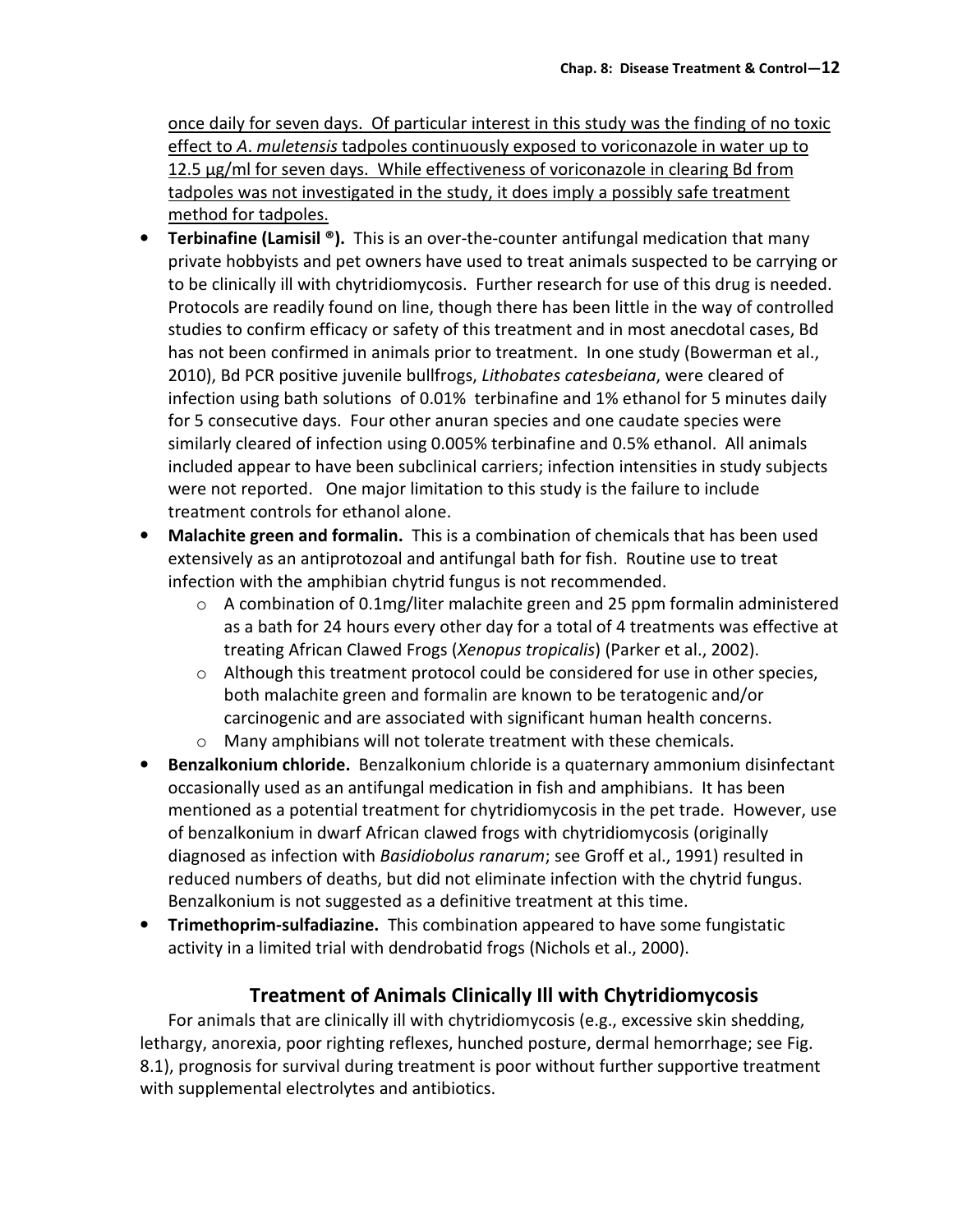<u>once daily for seven days. Of particular interest in this study was the finding of no toxic effect to *A. muletensis* tadpoles continuously exposed to voriconazole in water up to 12.5 µg/ml for seven days. While effectiveness of voriconazole in clearing Bd from tadpoles was not investigated in the study, it does imply a possibly safe treatment method for tadpoles.</u>

- **Terbinafine (Lamisil ®).** This is an over-the-counter antifungal medication that many private hobbyists and pet owners have used to treat animals suspected to be carrying or to be clinically ill with chytridiomycosis. Further research for use of this drug is needed. Protocols are readily found on line, though there has been little in the way of controlled studies to confirm efficacy or safety of this treatment and in most anecdotal cases, Bd has not been confirmed in animals prior to treatment. In one study (Bowerman et al., 2010), Bd PCR positive juvenile bullfrogs, *Lithobates catesbeiana*, were cleared of infection using bath solutions of 0.01% terbinafine and 1% ethanol for 5 minutes daily for 5 consecutive days. Four other anuran species and one caudate species were similarly cleared of infection using 0.005% terbinafine and 0.5% ethanol. All animals included appear to have been subclinical carriers; infection intensities in study subjects were not reported. One major limitation to this study is the failure to include treatment controls for ethanol alone.
- **Malachite green and formalin.** This is a combination of chemicals that has been used extensively as an antiprotozoal and antifungal bath for fish. Routine use to treat infection with the amphibian chytrid fungus is not recommended.
  - A combination of 0.1mg/liter malachite green and 25 ppm formalin administered as a bath for 24 hours every other day for a total of 4 treatments was effective at treating African Clawed Frogs (*Xenopus tropicalis*) (Parker et al., 2002).
  - Although this treatment protocol could be considered for use in other species, both malachite green and formalin are known to be teratogenic and/or carcinogenic and are associated with significant human health concerns.
  - Many amphibians will not tolerate treatment with these chemicals.
- **Benzalkonium chloride.** Benzalkonium chloride is a quaternary ammonium disinfectant occasionally used as an antifungal medication in fish and amphibians. It has been mentioned as a potential treatment for chytridiomycosis in the pet trade. However, use of benzalkonium in dwarf African clawed frogs with chytridiomycosis (originally diagnosed as infection with *Basidiobolus ranarum*; see Groff et al., 1991) resulted in reduced numbers of deaths, but did not eliminate infection with the chytrid fungus. Benzalkonium is not suggested as a definitive treatment at this time.
- **Trimethoprim-sulfadiazine.** This combination appeared to have some fungistatic activity in a limited trial with dendrobatid frogs (Nichols et al., 2000).

## Treatment of Animals Clinically Ill with Chytridiomycosis

For animals that are clinically ill with chytridiomycosis (e.g., excessive skin shedding, lethargy, anorexia, poor righting reflexes, hunched posture, dermal hemorrhage; see Fig. 8.1), prognosis for survival during treatment is poor without further supportive treatment with supplemental electrolytes and antibiotics.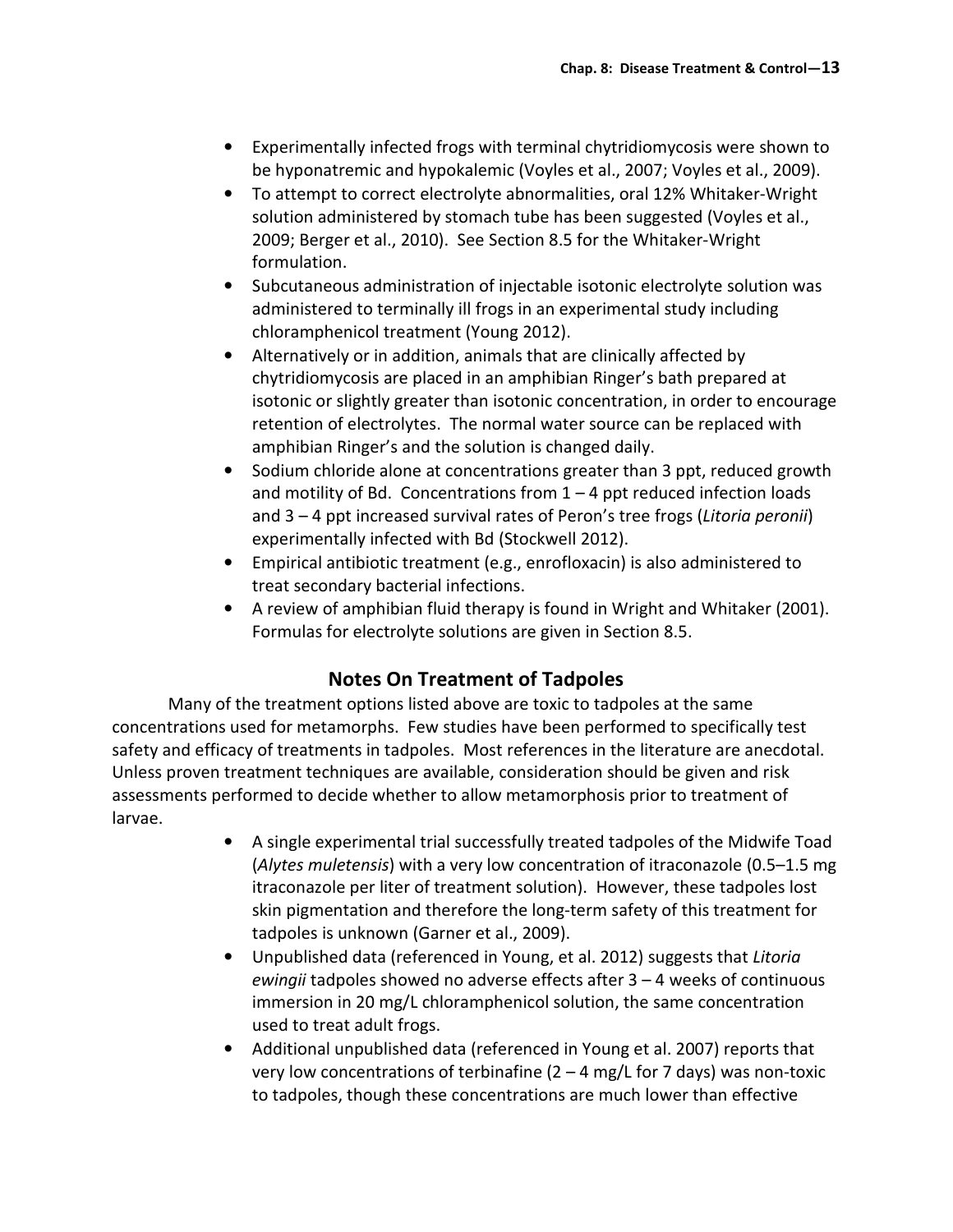- Experimentally infected frogs with terminal chytridiomycosis were shown to be hyponatremic and hypokalemic (Voyles et al., 2007; Voyles et al., 2009).
- To attempt to correct electrolyte abnormalities, oral 12% Whitaker-Wright solution administered by stomach tube has been suggested (Voyles et al., 2009; Berger et al., 2010). See Section 8.5 for the Whitaker-Wright formulation.
- Subcutaneous administration of injectable isotonic electrolyte solution was administered to terminally ill frogs in an experimental study including chloramphenicol treatment (Young 2012).
- Alternatively or in addition, animals that are clinically affected by chytridiomycosis are placed in an amphibian Ringer's bath prepared at isotonic or slightly greater than isotonic concentration, in order to encourage retention of electrolytes. The normal water source can be replaced with amphibian Ringer's and the solution is changed daily.
- Sodium chloride alone at concentrations greater than 3 ppt, reduced growth and motility of Bd. Concentrations from 1 – 4 ppt reduced infection loads and 3 – 4 ppt increased survival rates of Peron's tree frogs (*Litoria peronii*) experimentally infected with Bd (Stockwell 2012).
- Empirical antibiotic treatment (e.g., enrofloxacin) is also administered to treat secondary bacterial infections.
- A review of amphibian fluid therapy is found in Wright and Whitaker (2001). Formulas for electrolyte solutions are given in Section 8.5.

## Notes On Treatment of Tadpoles

Many of the treatment options listed above are toxic to tadpoles at the same concentrations used for metamorphs. Few studies have been performed to specifically test safety and efficacy of treatments in tadpoles. Most references in the literature are anecdotal. Unless proven treatment techniques are available, consideration should be given and risk assessments performed to decide whether to allow metamorphosis prior to treatment of larvae.

- A single experimental trial successfully treated tadpoles of the Midwife Toad (*Alytes muletensis*) with a very low concentration of itraconazole (0.5–1.5 mg itraconazole per liter of treatment solution). However, these tadpoles lost skin pigmentation and therefore the long-term safety of this treatment for tadpoles is unknown (Garner et al., 2009).
- Unpublished data (referenced in Young, et al. 2012) suggests that *Litoria ewingii* tadpoles showed no adverse effects after 3 – 4 weeks of continuous immersion in 20 mg/L chloramphenicol solution, the same concentration used to treat adult frogs.
- Additional unpublished data (referenced in Young et al. 2007) reports that very low concentrations of terbinafine (2 – 4 mg/L for 7 days) was non-toxic to tadpoles, though these concentrations are much lower than effective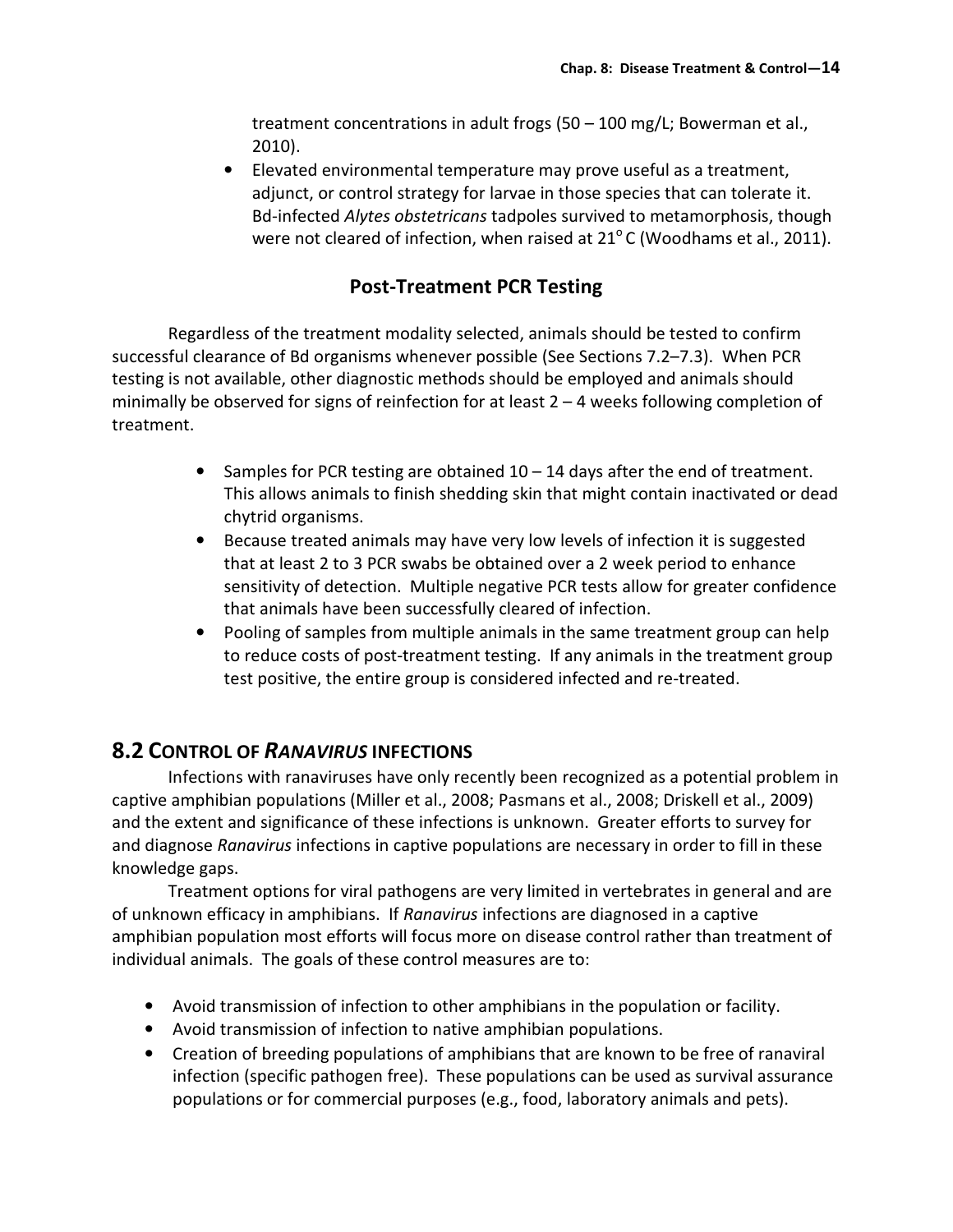treatment concentrations in adult frogs (50 – 100 mg/L; Bowerman et al., 2010).

- Elevated environmental temperature may prove useful as a treatment, adjunct, or control strategy for larvae in those species that can tolerate it. Bd-infected *Alytes obstetricans* tadpoles survived to metamorphosis, though were not cleared of infection, when raised at 21$^{o}$ C (Woodhams et al., 2011).

### Post-Treatment PCR Testing

Regardless of the treatment modality selected, animals should be tested to confirm successful clearance of Bd organisms whenever possible (See Sections 7.2–7.3). When PCR testing is not available, other diagnostic methods should be employed and animals should minimally be observed for signs of reinfection for at least 2 – 4 weeks following completion of treatment.

- Samples for PCR testing are obtained 10 – 14 days after the end of treatment. This allows animals to finish shedding skin that might contain inactivated or dead chytrid organisms.
- Because treated animals may have very low levels of infection it is suggested that at least 2 to 3 PCR swabs be obtained over a 2 week period to enhance sensitivity of detection. Multiple negative PCR tests allow for greater confidence that animals have been successfully cleared of infection.
- Pooling of samples from multiple animals in the same treatment group can help to reduce costs of post-treatment testing. If any animals in the treatment group test positive, the entire group is considered infected and re-treated.

## 8.2 Control of *Ranavirus* Infections

Infections with ranaviruses have only recently been recognized as a potential problem in captive amphibian populations (Miller et al., 2008; Pasmans et al., 2008; Driskell et al., 2009) and the extent and significance of these infections is unknown. Greater efforts to survey for and diagnose *Ranavirus* infections in captive populations are necessary in order to fill in these knowledge gaps.

Treatment options for viral pathogens are very limited in vertebrates in general and are of unknown efficacy in amphibians. If *Ranavirus* infections are diagnosed in a captive amphibian population most efforts will focus more on disease control rather than treatment of individual animals. The goals of these control measures are to:

- Avoid transmission of infection to other amphibians in the population or facility.
- Avoid transmission of infection to native amphibian populations.
- Creation of breeding populations of amphibians that are known to be free of ranaviral infection (specific pathogen free). These populations can be used as survival assurance populations or for commercial purposes (e.g., food, laboratory animals and pets).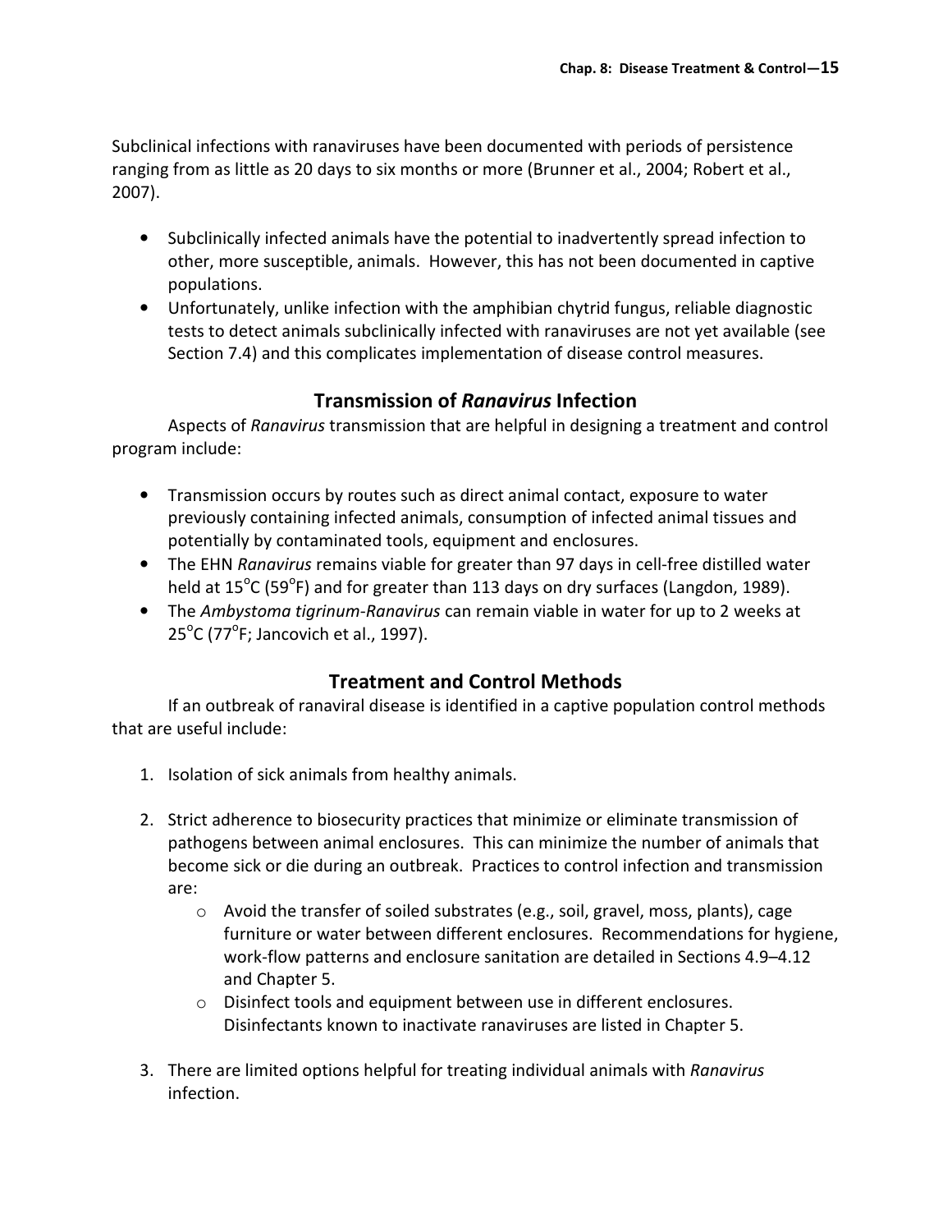Subclinical infections with ranaviruses have been documented with periods of persistence ranging from as little as 20 days to six months or more (Brunner et al., 2004; Robert et al., 2007).

- Subclinically infected animals have the potential to inadvertently spread infection to other, more susceptible, animals. However, this has not been documented in captive populations.
- Unfortunately, unlike infection with the amphibian chytrid fungus, reliable diagnostic tests to detect animals subclinically infected with ranaviruses are not yet available (see Section 7.4) and this complicates implementation of disease control measures.

## Transmission of *Ranavirus* Infection

Aspects of *Ranavirus* transmission that are helpful in designing a treatment and control program include:

- Transmission occurs by routes such as direct animal contact, exposure to water previously containing infected animals, consumption of infected animal tissues and potentially by contaminated tools, equipment and enclosures.
- The EHN *Ranavirus* remains viable for greater than 97 days in cell-free distilled water held at 15°C (59°F) and for greater than 113 days on dry surfaces (Langdon, 1989).
- The *Ambystoma tigrinum-Ranavirus* can remain viable in water for up to 2 weeks at 25°C (77°F; Jancovich et al., 1997).

## Treatment and Control Methods

If an outbreak of ranaviral disease is identified in a captive population control methods that are useful include:

1. Isolation of sick animals from healthy animals.

2. Strict adherence to biosecurity practices that minimize or eliminate transmission of pathogens between animal enclosures. This can minimize the number of animals that become sick or die during an outbreak. Practices to control infection and transmission are:
   - Avoid the transfer of soiled substrates (e.g., soil, gravel, moss, plants), cage furniture or water between different enclosures. Recommendations for hygiene, work-flow patterns and enclosure sanitation are detailed in Sections 4.9–4.12 and Chapter 5.
   - Disinfect tools and equipment between use in different enclosures. Disinfectants known to inactivate ranaviruses are listed in Chapter 5.

3. There are limited options helpful for treating individual animals with *Ranavirus* infection.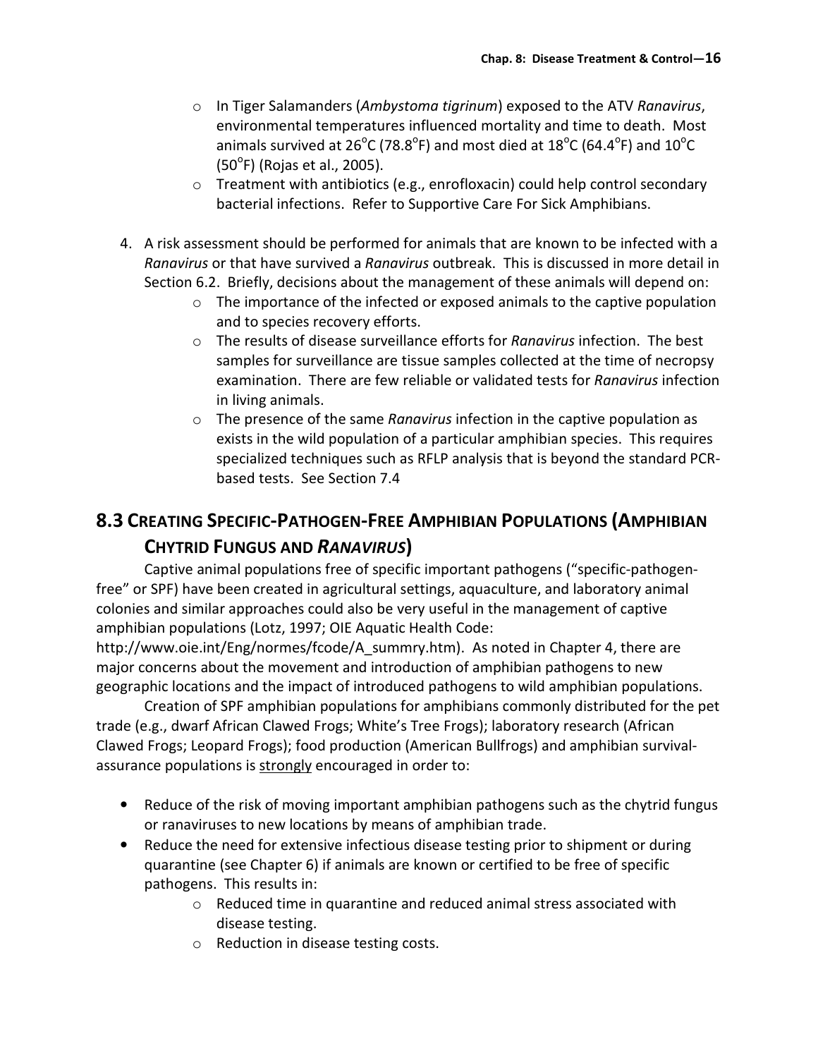- In Tiger Salamanders (*Ambystoma tigrinum*) exposed to the ATV *Ranavirus*, environmental temperatures influenced mortality and time to death. Most animals survived at 26°C (78.8°F) and most died at 18°C (64.4°F) and 10°C (50°F) (Rojas et al., 2005).
- Treatment with antibiotics (e.g., enrofloxacin) could help control secondary bacterial infections. Refer to Supportive Care For Sick Amphibians.

4. A risk assessment should be performed for animals that are known to be infected with a *Ranavirus* or that have survived a *Ranavirus* outbreak. This is discussed in more detail in Section 6.2. Briefly, decisions about the management of these animals will depend on:
   - The importance of the infected or exposed animals to the captive population and to species recovery efforts.
   - The results of disease surveillance efforts for *Ranavirus* infection. The best samples for surveillance are tissue samples collected at the time of necropsy examination. There are few reliable or validated tests for *Ranavirus* infection in living animals.
   - The presence of the same *Ranavirus* infection in the captive population as exists in the wild population of a particular amphibian species. This requires specialized techniques such as RFLP analysis that is beyond the standard PCR-based tests. See Section 7.4

## 8.3 Creating Specific-Pathogen-Free Amphibian Populations (Amphibian Chytrid Fungus and *Ranavirus*)

Captive animal populations free of specific important pathogens ("specific-pathogen-free" or SPF) have been created in agricultural settings, aquaculture, and laboratory animal colonies and similar approaches could also be very useful in the management of captive amphibian populations (Lotz, 1997; OIE Aquatic Health Code: http://www.oie.int/Eng/normes/fcode/A_summry.htm). As noted in Chapter 4, there are major concerns about the movement and introduction of amphibian pathogens to new geographic locations and the impact of introduced pathogens to wild amphibian populations.

Creation of SPF amphibian populations for amphibians commonly distributed for the pet trade (e.g., dwarf African Clawed Frogs; White's Tree Frogs); laboratory research (African Clawed Frogs; Leopard Frogs); food production (American Bullfrogs) and amphibian survival-assurance populations is <u>strongly</u> encouraged in order to:

- Reduce of the risk of moving important amphibian pathogens such as the chytrid fungus or ranaviruses to new locations by means of amphibian trade.
- Reduce the need for extensive infectious disease testing prior to shipment or during quarantine (see Chapter 6) if animals are known or certified to be free of specific pathogens. This results in:
  - Reduced time in quarantine and reduced animal stress associated with disease testing.
  - Reduction in disease testing costs.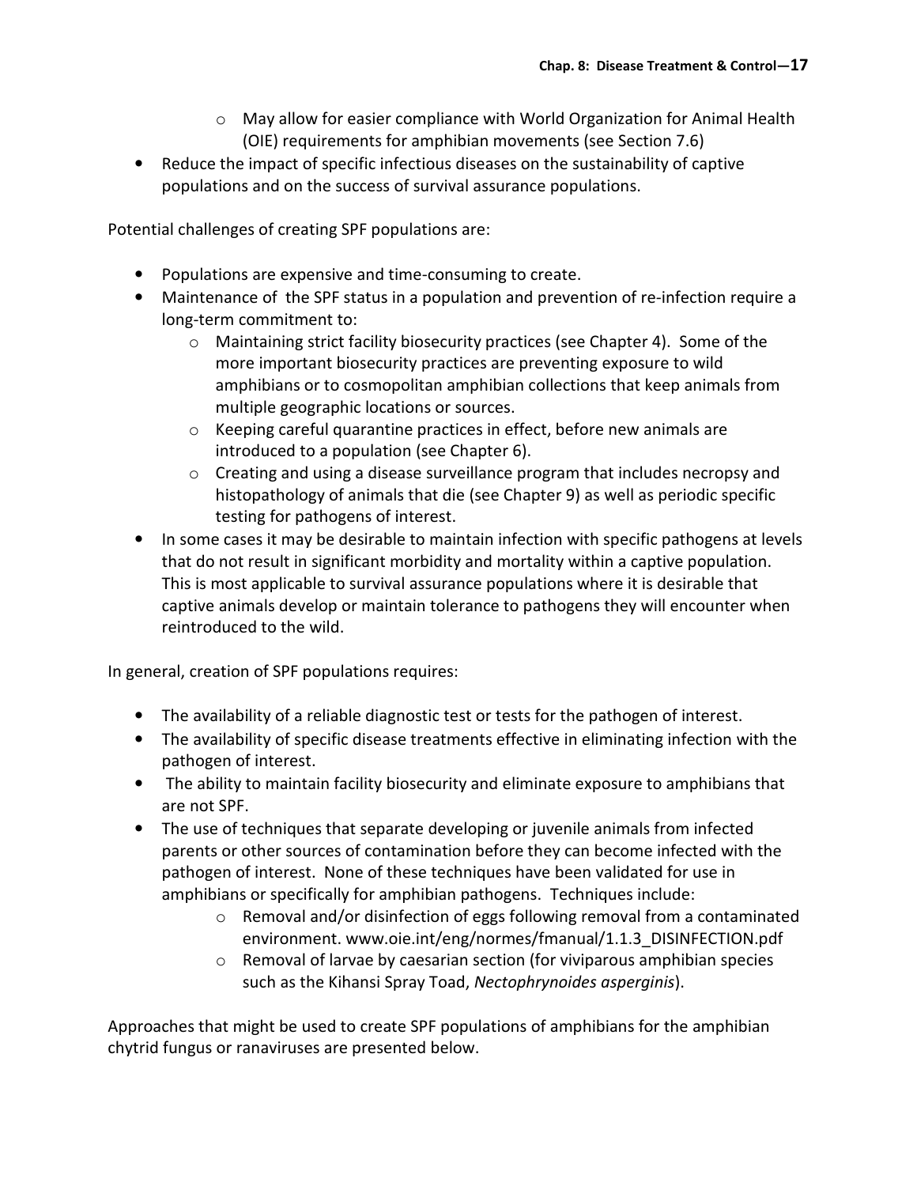- May allow for easier compliance with World Organization for Animal Health (OIE) requirements for amphibian movements (see Section 7.6)
- Reduce the impact of specific infectious diseases on the sustainability of captive populations and on the success of survival assurance populations.

Potential challenges of creating SPF populations are:

- Populations are expensive and time-consuming to create.
- Maintenance of the SPF status in a population and prevention of re-infection require a long-term commitment to:
    - Maintaining strict facility biosecurity practices (see Chapter 4). Some of the more important biosecurity practices are preventing exposure to wild amphibians or to cosmopolitan amphibian collections that keep animals from multiple geographic locations or sources.
    - Keeping careful quarantine practices in effect, before new animals are introduced to a population (see Chapter 6).
    - Creating and using a disease surveillance program that includes necropsy and histopathology of animals that die (see Chapter 9) as well as periodic specific testing for pathogens of interest.
- In some cases it may be desirable to maintain infection with specific pathogens at levels that do not result in significant morbidity and mortality within a captive population. This is most applicable to survival assurance populations where it is desirable that captive animals develop or maintain tolerance to pathogens they will encounter when reintroduced to the wild.

In general, creation of SPF populations requires:

- The availability of a reliable diagnostic test or tests for the pathogen of interest.
- The availability of specific disease treatments effective in eliminating infection with the pathogen of interest.
- The ability to maintain facility biosecurity and eliminate exposure to amphibians that are not SPF.
- The use of techniques that separate developing or juvenile animals from infected parents or other sources of contamination before they can become infected with the pathogen of interest. None of these techniques have been validated for use in amphibians or specifically for amphibian pathogens. Techniques include:
    - Removal and/or disinfection of eggs following removal from a contaminated environment. www.oie.int/eng/normes/fmanual/1.1.3_DISINFECTION.pdf
    - Removal of larvae by caesarian section (for viviparous amphibian species such as the Kihansi Spray Toad, *Nectophrynoides asperginis*).

Approaches that might be used to create SPF populations of amphibians for the amphibian chytrid fungus or ranaviruses are presented below.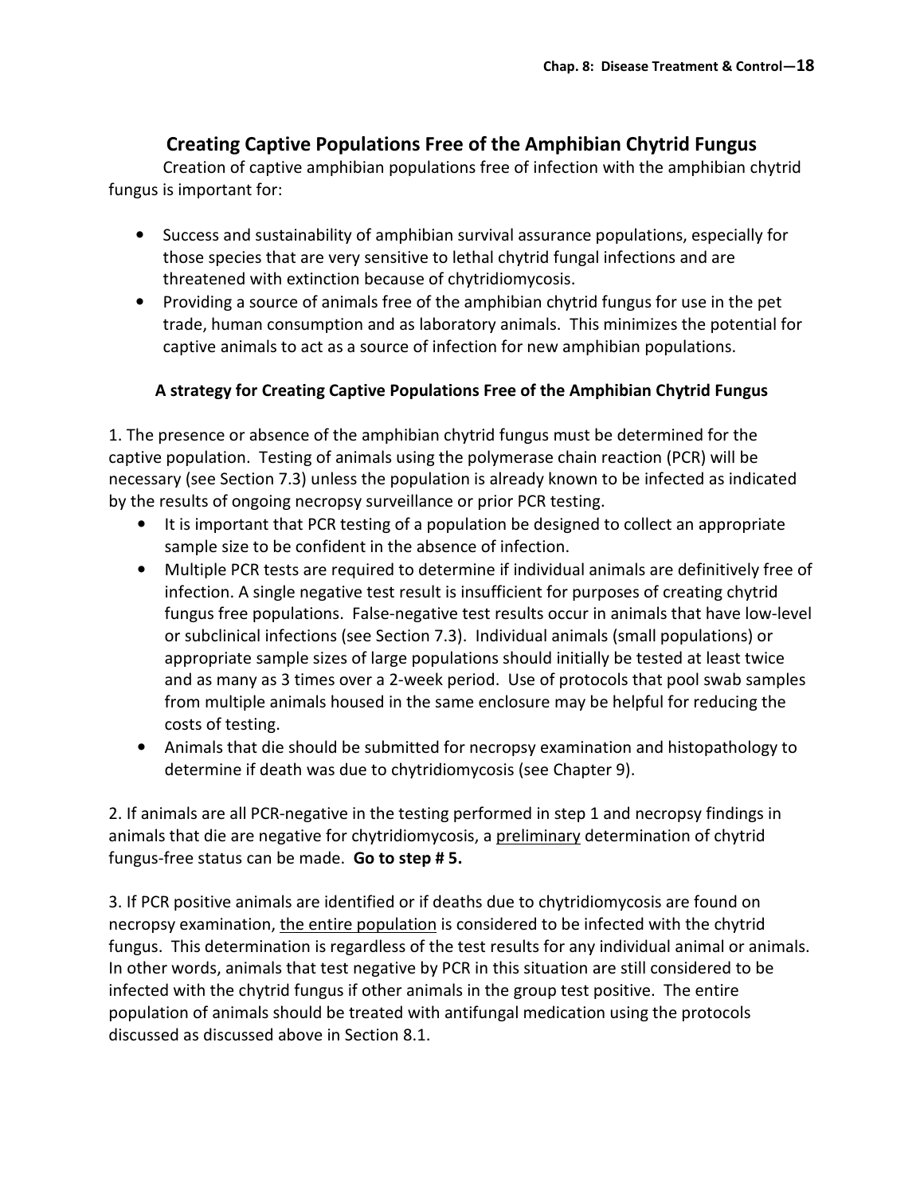## Creating Captive Populations Free of the Amphibian Chytrid Fungus

Creation of captive amphibian populations free of infection with the amphibian chytrid fungus is important for:

- Success and sustainability of amphibian survival assurance populations, especially for those species that are very sensitive to lethal chytrid fungal infections and are threatened with extinction because of chytridiomycosis.
- Providing a source of animals free of the amphibian chytrid fungus for use in the pet trade, human consumption and as laboratory animals. This minimizes the potential for captive animals to act as a source of infection for new amphibian populations.

### A strategy for Creating Captive Populations Free of the Amphibian Chytrid Fungus

1. The presence or absence of the amphibian chytrid fungus must be determined for the captive population. Testing of animals using the polymerase chain reaction (PCR) will be necessary (see Section 7.3) unless the population is already known to be infected as indicated by the results of ongoing necropsy surveillance or prior PCR testing.

   - It is important that PCR testing of a population be designed to collect an appropriate sample size to be confident in the absence of infection.
   - Multiple PCR tests are required to determine if individual animals are definitively free of infection. A single negative test result is insufficient for purposes of creating chytrid fungus free populations. False-negative test results occur in animals that have low-level or subclinical infections (see Section 7.3). Individual animals (small populations) or appropriate sample sizes of large populations should initially be tested at least twice and as many as 3 times over a 2-week period. Use of protocols that pool swab samples from multiple animals housed in the same enclosure may be helpful for reducing the costs of testing.
   - Animals that die should be submitted for necropsy examination and histopathology to determine if death was due to chytridiomycosis (see Chapter 9).

2. If animals are all PCR-negative in the testing performed in step 1 and necropsy findings in animals that die are negative for chytridiomycosis, a preliminary determination of chytrid fungus-free status can be made. **Go to step # 5.**

3. If PCR positive animals are identified or if deaths due to chytridiomycosis are found on necropsy examination, the entire population is considered to be infected with the chytrid fungus. This determination is regardless of the test results for any individual animal or animals. In other words, animals that test negative by PCR in this situation are still considered to be infected with the chytrid fungus if other animals in the group test positive. The entire population of animals should be treated with antifungal medication using the protocols discussed as discussed above in Section 8.1.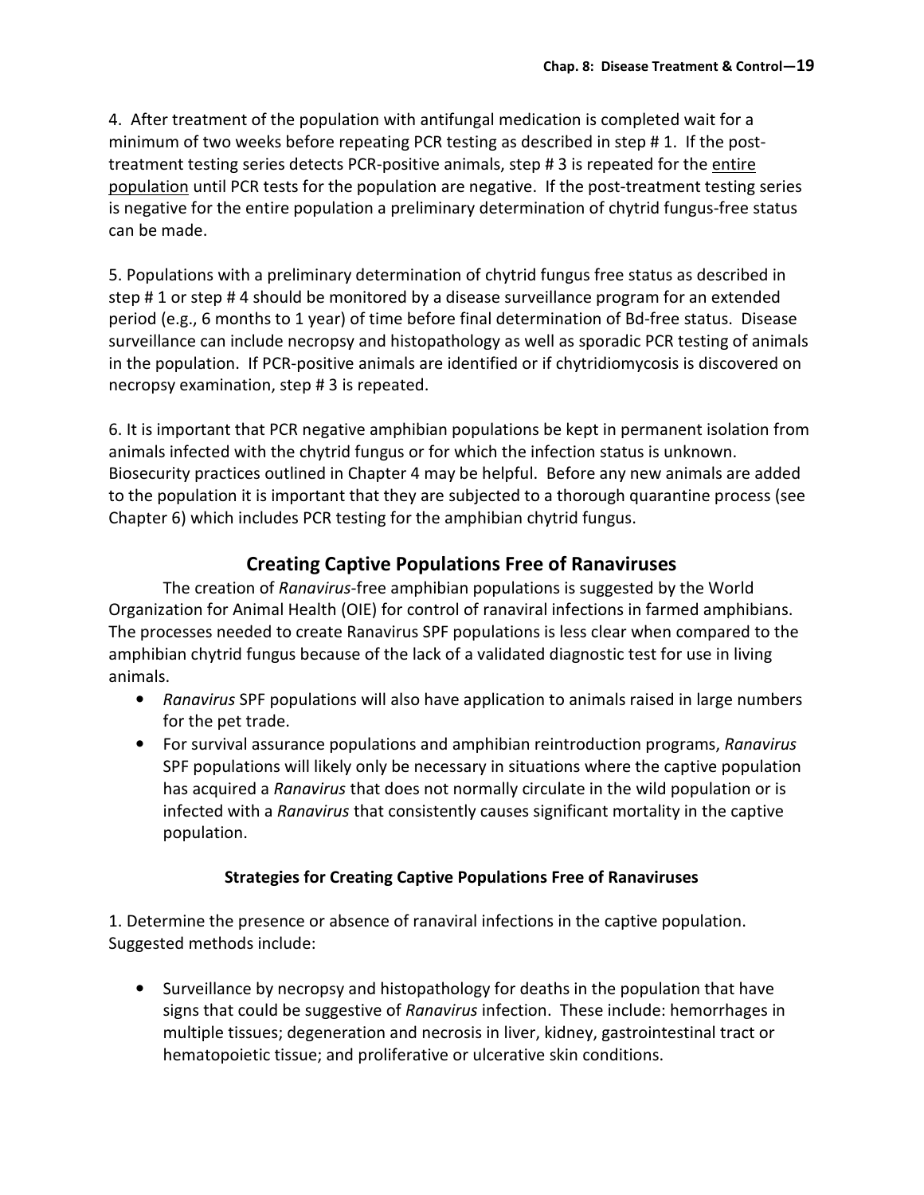4. After treatment of the population with antifungal medication is completed wait for a minimum of two weeks before repeating PCR testing as described in step # 1. If the post-treatment testing series detects PCR-positive animals, step # 3 is repeated for the <u>entire population</u> until PCR tests for the population are negative. If the post-treatment testing series is negative for the entire population a preliminary determination of chytrid fungus-free status can be made.

5. Populations with a preliminary determination of chytrid fungus free status as described in step # 1 or step # 4 should be monitored by a disease surveillance program for an extended period (e.g., 6 months to 1 year) of time before final determination of Bd-free status. Disease surveillance can include necropsy and histopathology as well as sporadic PCR testing of animals in the population. If PCR-positive animals are identified or if chytridiomycosis is discovered on necropsy examination, step # 3 is repeated.

6. It is important that PCR negative amphibian populations be kept in permanent isolation from animals infected with the chytrid fungus or for which the infection status is unknown. Biosecurity practices outlined in Chapter 4 may be helpful. Before any new animals are added to the population it is important that they are subjected to a thorough quarantine process (see Chapter 6) which includes PCR testing for the amphibian chytrid fungus.

## Creating Captive Populations Free of Ranaviruses

The creation of *Ranavirus*-free amphibian populations is suggested by the World Organization for Animal Health (OIE) for control of ranaviral infections in farmed amphibians. The processes needed to create Ranavirus SPF populations is less clear when compared to the amphibian chytrid fungus because of the lack of a validated diagnostic test for use in living animals.

- *Ranavirus* SPF populations will also have application to animals raised in large numbers for the pet trade.
- For survival assurance populations and amphibian reintroduction programs, *Ranavirus* SPF populations will likely only be necessary in situations where the captive population has acquired a *Ranavirus* that does not normally circulate in the wild population or is infected with a *Ranavirus* that consistently causes significant mortality in the captive population.

### Strategies for Creating Captive Populations Free of Ranaviruses

1. Determine the presence or absence of ranaviral infections in the captive population. Suggested methods include:

- Surveillance by necropsy and histopathology for deaths in the population that have signs that could be suggestive of *Ranavirus* infection. These include: hemorrhages in multiple tissues; degeneration and necrosis in liver, kidney, gastrointestinal tract or hematopoietic tissue; and proliferative or ulcerative skin conditions.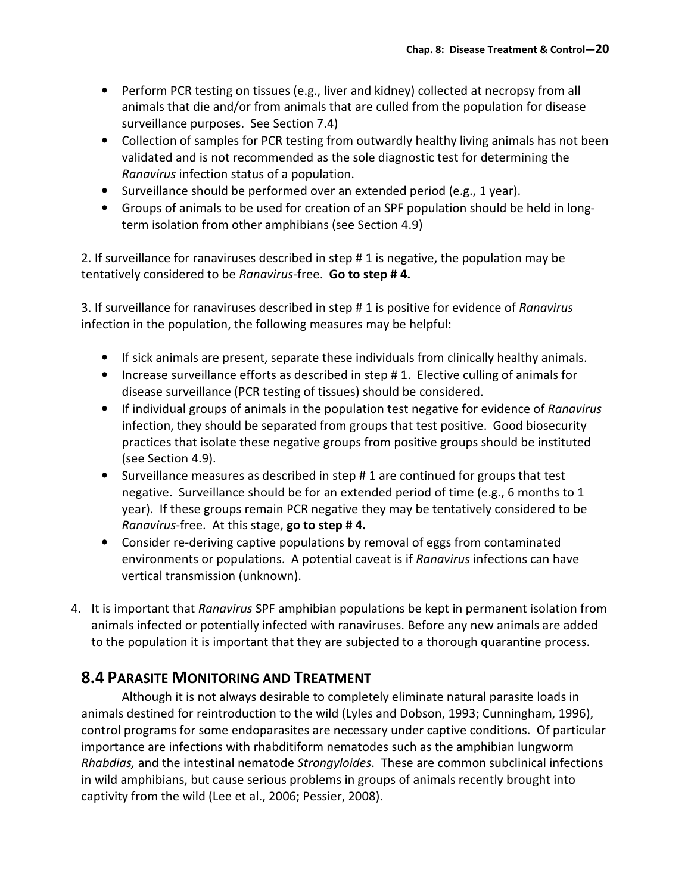- Perform PCR testing on tissues (e.g., liver and kidney) collected at necropsy from all animals that die and/or from animals that are culled from the population for disease surveillance purposes. See Section 7.4)
- Collection of samples for PCR testing from outwardly healthy living animals has not been validated and is not recommended as the sole diagnostic test for determining the *Ranavirus* infection status of a population.
- Surveillance should be performed over an extended period (e.g., 1 year).
- Groups of animals to be used for creation of an SPF population should be held in long-term isolation from other amphibians (see Section 4.9)

2. If surveillance for ranaviruses described in step # 1 is negative, the population may be tentatively considered to be *Ranavirus*-free. **Go to step # 4.**

3. If surveillance for ranaviruses described in step # 1 is positive for evidence of *Ranavirus* infection in the population, the following measures may be helpful:

- If sick animals are present, separate these individuals from clinically healthy animals.
- Increase surveillance efforts as described in step # 1. Elective culling of animals for disease surveillance (PCR testing of tissues) should be considered.
- If individual groups of animals in the population test negative for evidence of *Ranavirus* infection, they should be separated from groups that test positive. Good biosecurity practices that isolate these negative groups from positive groups should be instituted (see Section 4.9).
- Surveillance measures as described in step # 1 are continued for groups that test negative. Surveillance should be for an extended period of time (e.g., 6 months to 1 year). If these groups remain PCR negative they may be tentatively considered to be *Ranavirus*-free. At this stage, **go to step # 4.**
- Consider re-deriving captive populations by removal of eggs from contaminated environments or populations. A potential caveat is if *Ranavirus* infections can have vertical transmission (unknown).

4. It is important that *Ranavirus* SPF amphibian populations be kept in permanent isolation from animals infected or potentially infected with ranaviruses. Before any new animals are added to the population it is important that they are subjected to a thorough quarantine process.

## 8.4 Parasite Monitoring and Treatment

Although it is not always desirable to completely eliminate natural parasite loads in animals destined for reintroduction to the wild (Lyles and Dobson, 1993; Cunningham, 1996), control programs for some endoparasites are necessary under captive conditions. Of particular importance are infections with rhabditiform nematodes such as the amphibian lungworm *Rhabdias,* and the intestinal nematode *Strongyloides*. These are common subclinical infections in wild amphibians, but cause serious problems in groups of animals recently brought into captivity from the wild (Lee et al., 2006; Pessier, 2008).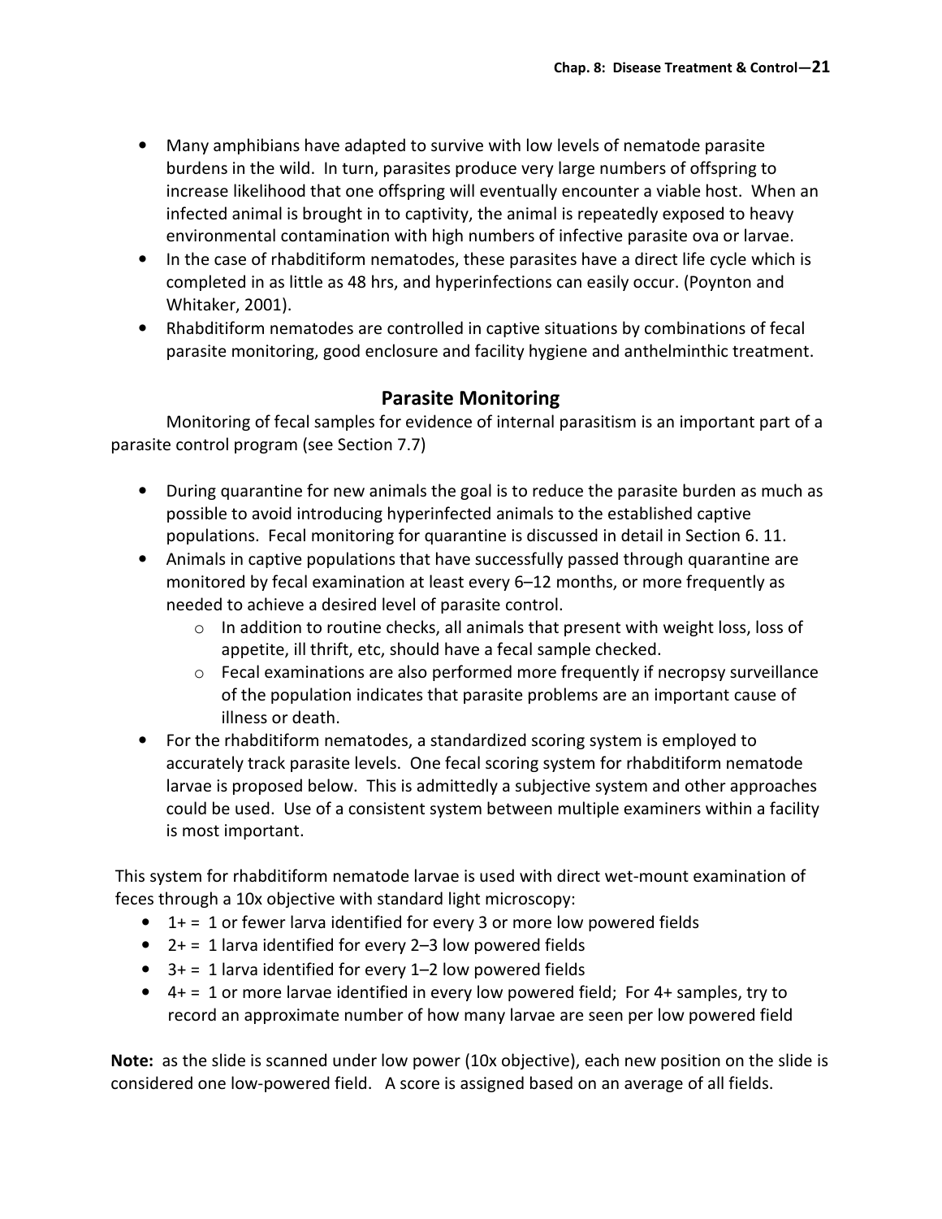- Many amphibians have adapted to survive with low levels of nematode parasite burdens in the wild. In turn, parasites produce very large numbers of offspring to increase likelihood that one offspring will eventually encounter a viable host. When an infected animal is brought in to captivity, the animal is repeatedly exposed to heavy environmental contamination with high numbers of infective parasite ova or larvae.
- In the case of rhabditiform nematodes, these parasites have a direct life cycle which is completed in as little as 48 hrs, and hyperinfections can easily occur. (Poynton and Whitaker, 2001).
- Rhabditiform nematodes are controlled in captive situations by combinations of fecal parasite monitoring, good enclosure and facility hygiene and anthelminthic treatment.

## Parasite Monitoring

Monitoring of fecal samples for evidence of internal parasitism is an important part of a parasite control program (see Section 7.7)

- During quarantine for new animals the goal is to reduce the parasite burden as much as possible to avoid introducing hyperinfected animals to the established captive populations. Fecal monitoring for quarantine is discussed in detail in Section 6. 11.
- Animals in captive populations that have successfully passed through quarantine are monitored by fecal examination at least every 6–12 months, or more frequently as needed to achieve a desired level of parasite control.
  - In addition to routine checks, all animals that present with weight loss, loss of appetite, ill thrift, etc, should have a fecal sample checked.
  - Fecal examinations are also performed more frequently if necropsy surveillance of the population indicates that parasite problems are an important cause of illness or death.
- For the rhabditiform nematodes, a standardized scoring system is employed to accurately track parasite levels. One fecal scoring system for rhabditiform nematode larvae is proposed below. This is admittedly a subjective system and other approaches could be used. Use of a consistent system between multiple examiners within a facility is most important.

This system for rhabditiform nematode larvae is used with direct wet-mount examination of feces through a 10x objective with standard light microscopy:

- 1+ = 1 or fewer larva identified for every 3 or more low powered fields
- 2+ = 1 larva identified for every 2–3 low powered fields
- 3+ = 1 larva identified for every 1–2 low powered fields
- 4+ = 1 or more larvae identified in every low powered field; For 4+ samples, try to record an approximate number of how many larvae are seen per low powered field

**Note:** as the slide is scanned under low power (10x objective), each new position on the slide is considered one low-powered field. A score is assigned based on an average of all fields.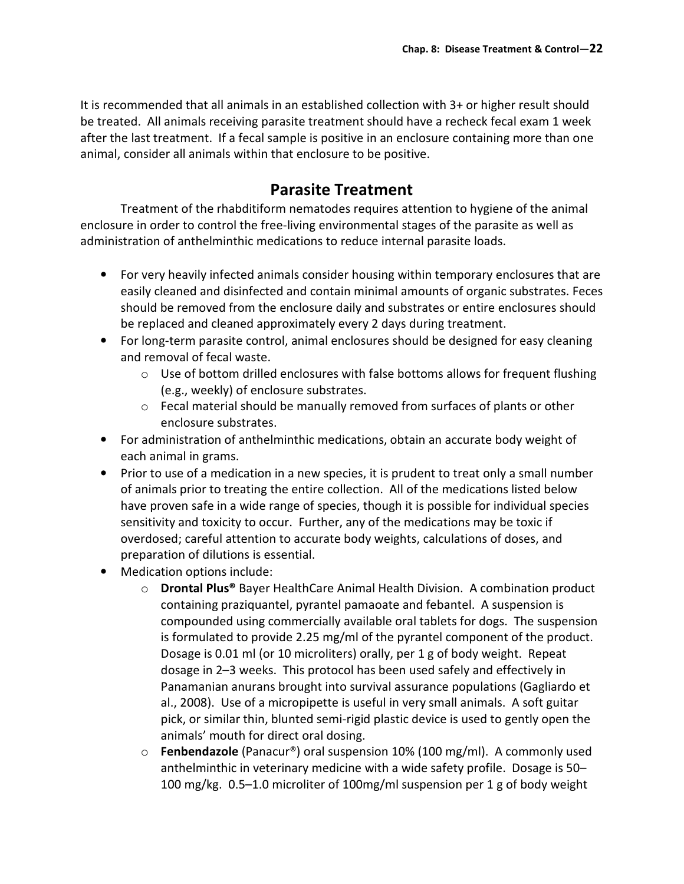It is recommended that all animals in an established collection with 3+ or higher result should be treated. All animals receiving parasite treatment should have a recheck fecal exam 1 week after the last treatment. If a fecal sample is positive in an enclosure containing more than one animal, consider all animals within that enclosure to be positive.

## Parasite Treatment

Treatment of the rhabditiform nematodes requires attention to hygiene of the animal enclosure in order to control the free-living environmental stages of the parasite as well as administration of anthelminthic medications to reduce internal parasite loads.

- For very heavily infected animals consider housing within temporary enclosures that are easily cleaned and disinfected and contain minimal amounts of organic substrates. Feces should be removed from the enclosure daily and substrates or entire enclosures should be replaced and cleaned approximately every 2 days during treatment.
- For long-term parasite control, animal enclosures should be designed for easy cleaning and removal of fecal waste.
  - Use of bottom drilled enclosures with false bottoms allows for frequent flushing (e.g., weekly) of enclosure substrates.
  - Fecal material should be manually removed from surfaces of plants or other enclosure substrates.
- For administration of anthelminthic medications, obtain an accurate body weight of each animal in grams.
- Prior to use of a medication in a new species, it is prudent to treat only a small number of animals prior to treating the entire collection. All of the medications listed below have proven safe in a wide range of species, though it is possible for individual species sensitivity and toxicity to occur. Further, any of the medications may be toxic if overdosed; careful attention to accurate body weights, calculations of doses, and preparation of dilutions is essential.
- Medication options include:
  - **Drontal Plus®** Bayer HealthCare Animal Health Division. A combination product containing praziquantel, pyrantel pamaoate and febantel. A suspension is compounded using commercially available oral tablets for dogs. The suspension is formulated to provide 2.25 mg/ml of the pyrantel component of the product. Dosage is 0.01 ml (or 10 microliters) orally, per 1 g of body weight. Repeat dosage in 2–3 weeks. This protocol has been used safely and effectively in Panamanian anurans brought into survival assurance populations (Gagliardo et al., 2008). Use of a micropipette is useful in very small animals. A soft guitar pick, or similar thin, blunted semi-rigid plastic device is used to gently open the animals' mouth for direct oral dosing.
  - **Fenbendazole** (Panacur®) oral suspension 10% (100 mg/ml). A commonly used anthelminthic in veterinary medicine with a wide safety profile. Dosage is 50–100 mg/kg. 0.5–1.0 microliter of 100mg/ml suspension per 1 g of body weight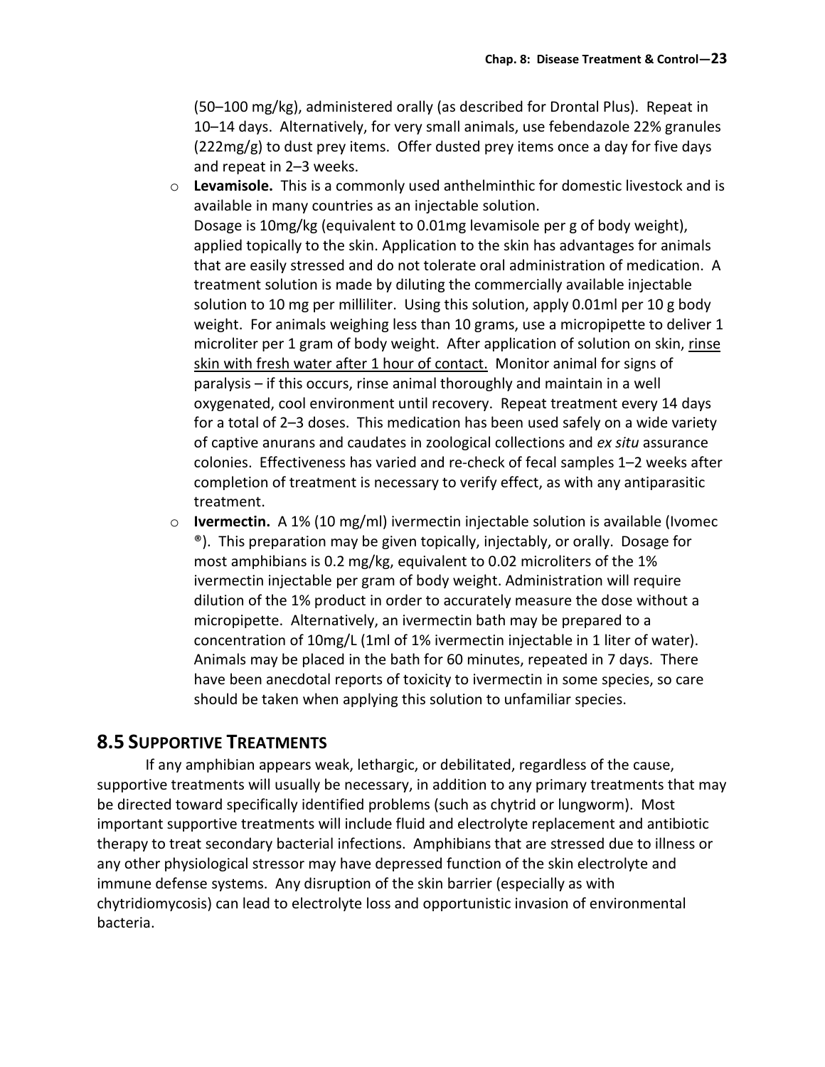(50–100 mg/kg), administered orally (as described for Drontal Plus). Repeat in 10–14 days. Alternatively, for very small animals, use febendazole 22% granules (222mg/g) to dust prey items. Offer dusted prey items once a day for five days and repeat in 2–3 weeks.

- **Levamisole.** This is a commonly used anthelminthic for domestic livestock and is available in many countries as an injectable solution.
  Dosage is 10mg/kg (equivalent to 0.01mg levamisole per g of body weight), applied topically to the skin. Application to the skin has advantages for animals that are easily stressed and do not tolerate oral administration of medication. A treatment solution is made by diluting the commercially available injectable solution to 10 mg per milliliter. Using this solution, apply 0.01ml per 10 g body weight. For animals weighing less than 10 grams, use a micropipette to deliver 1 microliter per 1 gram of body weight. After application of solution on skin, <u>rinse skin with fresh water after 1 hour of contact.</u> Monitor animal for signs of paralysis – if this occurs, rinse animal thoroughly and maintain in a well oxygenated, cool environment until recovery. Repeat treatment every 14 days for a total of 2–3 doses. This medication has been used safely on a wide variety of captive anurans and caudates in zoological collections and *ex situ* assurance colonies. Effectiveness has varied and re-check of fecal samples 1–2 weeks after completion of treatment is necessary to verify effect, as with any antiparasitic treatment.
- **Ivermectin.** A 1% (10 mg/ml) ivermectin injectable solution is available (Ivomec ®). This preparation may be given topically, injectably, or orally. Dosage for most amphibians is 0.2 mg/kg, equivalent to 0.02 microliters of the 1% ivermectin injectable per gram of body weight. Administration will require dilution of the 1% product in order to accurately measure the dose without a micropipette. Alternatively, an ivermectin bath may be prepared to a concentration of 10mg/L (1ml of 1% ivermectin injectable in 1 liter of water). Animals may be placed in the bath for 60 minutes, repeated in 7 days. There have been anecdotal reports of toxicity to ivermectin in some species, so care should be taken when applying this solution to unfamiliar species.

## 8.5 Supportive Treatments

If any amphibian appears weak, lethargic, or debilitated, regardless of the cause, supportive treatments will usually be necessary, in addition to any primary treatments that may be directed toward specifically identified problems (such as chytrid or lungworm). Most important supportive treatments will include fluid and electrolyte replacement and antibiotic therapy to treat secondary bacterial infections. Amphibians that are stressed due to illness or any other physiological stressor may have depressed function of the skin electrolyte and immune defense systems. Any disruption of the skin barrier (especially as with chytridiomycosis) can lead to electrolyte loss and opportunistic invasion of environmental bacteria.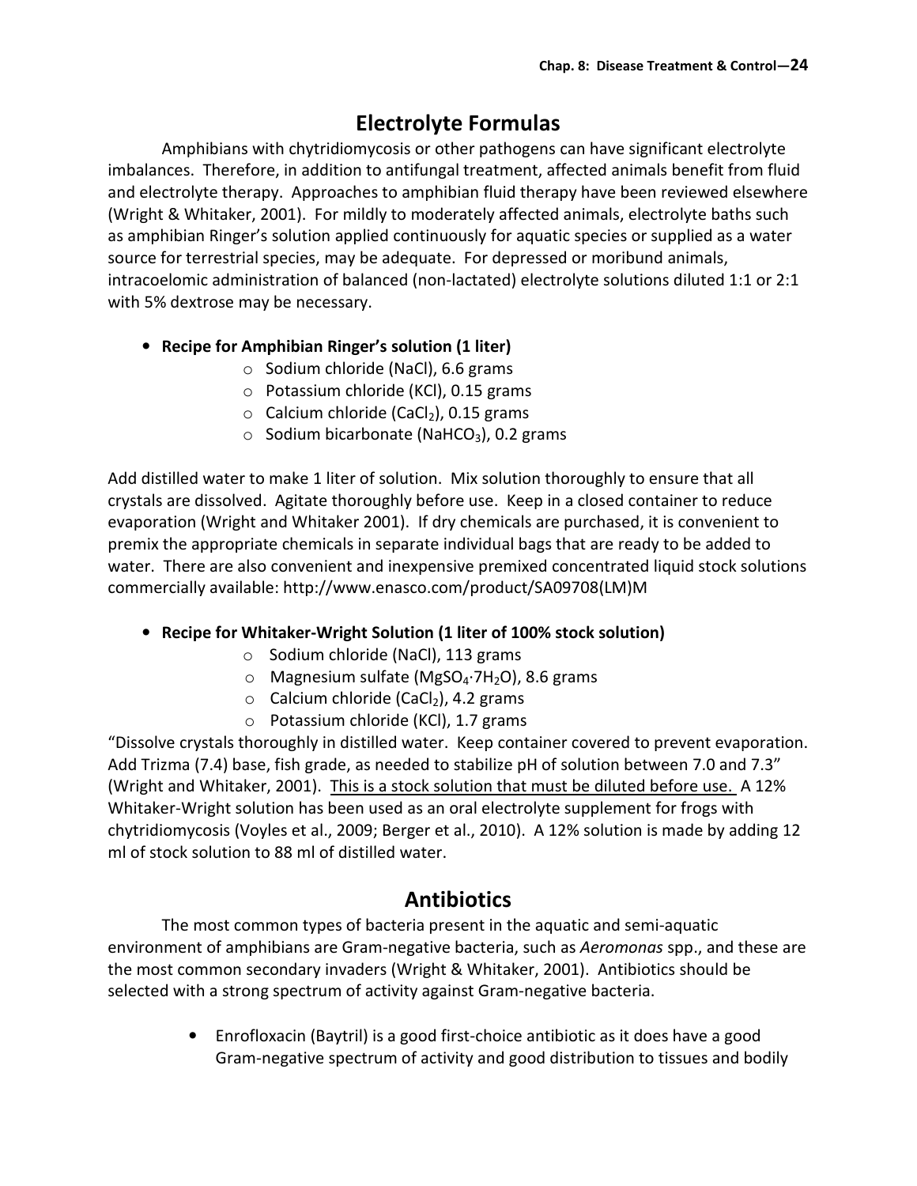## Electrolyte Formulas

Amphibians with chytridiomycosis or other pathogens can have significant electrolyte imbalances. Therefore, in addition to antifungal treatment, affected animals benefit from fluid and electrolyte therapy. Approaches to amphibian fluid therapy have been reviewed elsewhere (Wright & Whitaker, 2001). For mildly to moderately affected animals, electrolyte baths such as amphibian Ringer's solution applied continuously for aquatic species or supplied as a water source for terrestrial species, may be adequate. For depressed or moribund animals, intracoelomic administration of balanced (non-lactated) electrolyte solutions diluted 1:1 or 2:1 with 5% dextrose may be necessary.

- **Recipe for Amphibian Ringer's solution (1 liter)**
  - Sodium chloride (NaCl), 6.6 grams
  - Potassium chloride (KCl), 0.15 grams
  - Calcium chloride ($CaCl_2$), 0.15 grams
  - Sodium bicarbonate ($NaHCO_3$), 0.2 grams

Add distilled water to make 1 liter of solution. Mix solution thoroughly to ensure that all crystals are dissolved. Agitate thoroughly before use. Keep in a closed container to reduce evaporation (Wright and Whitaker 2001). If dry chemicals are purchased, it is convenient to premix the appropriate chemicals in separate individual bags that are ready to be added to water. There are also convenient and inexpensive premixed concentrated liquid stock solutions commercially available: http://www.enasco.com/product/SA09708(LM)M

- **Recipe for Whitaker-Wright Solution (1 liter of 100% stock solution)**
  - Sodium chloride (NaCl), 113 grams
  - Magnesium sulfate ($MgSO_4 \cdot 7H_2O$), 8.6 grams
  - Calcium chloride ($CaCl_2$), 4.2 grams
  - Potassium chloride (KCl), 1.7 grams

"Dissolve crystals thoroughly in distilled water. Keep container covered to prevent evaporation. Add Trizma (7.4) base, fish grade, as needed to stabilize pH of solution between 7.0 and 7.3" (Wright and Whitaker, 2001). This is a stock solution that must be diluted before use. A 12% Whitaker-Wright solution has been used as an oral electrolyte supplement for frogs with chytridiomycosis (Voyles et al., 2009; Berger et al., 2010). A 12% solution is made by adding 12 ml of stock solution to 88 ml of distilled water.

## Antibiotics

The most common types of bacteria present in the aquatic and semi-aquatic environment of amphibians are Gram-negative bacteria, such as *Aeromonas* spp., and these are the most common secondary invaders (Wright & Whitaker, 2001). Antibiotics should be selected with a strong spectrum of activity against Gram-negative bacteria.

- Enrofloxacin (Baytril) is a good first-choice antibiotic as it does have a good Gram-negative spectrum of activity and good distribution to tissues and bodily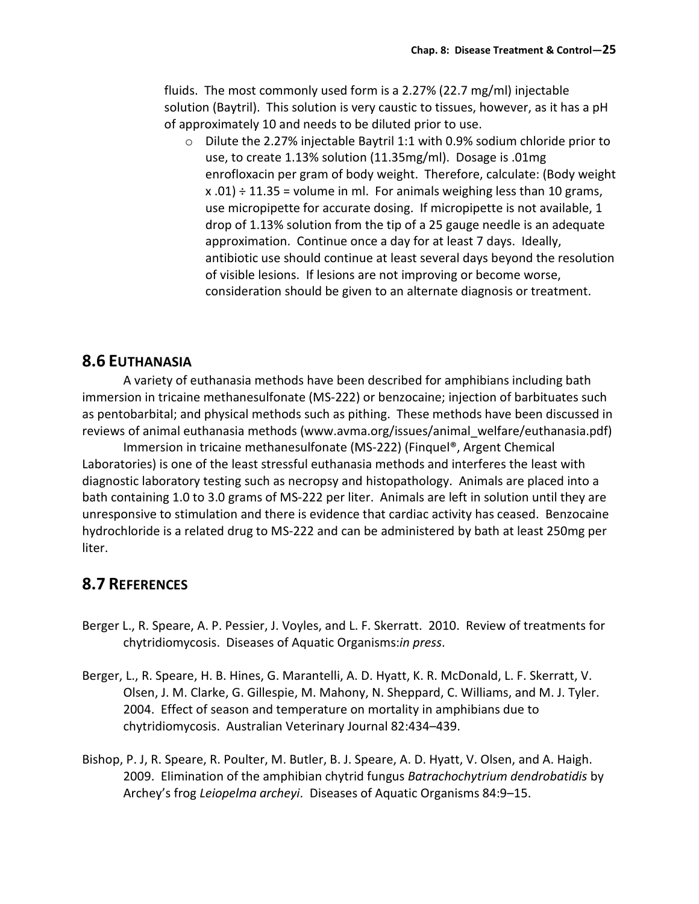fluids. The most commonly used form is a 2.27% (22.7 mg/ml) injectable solution (Baytril). This solution is very caustic to tissues, however, as it has a pH of approximately 10 and needs to be diluted prior to use.

- Dilute the 2.27% injectable Baytril 1:1 with 0.9% sodium chloride prior to use, to create 1.13% solution (11.35mg/ml). Dosage is .01mg enrofloxacin per gram of body weight. Therefore, calculate: (Body weight x .01) ÷ 11.35 = volume in ml. For animals weighing less than 10 grams, use micropipette for accurate dosing. If micropipette is not available, 1 drop of 1.13% solution from the tip of a 25 gauge needle is an adequate approximation. Continue once a day for at least 7 days. Ideally, antibiotic use should continue at least several days beyond the resolution of visible lesions. If lesions are not improving or become worse, consideration should be given to an alternate diagnosis or treatment.

## 8.6 Euthanasia

A variety of euthanasia methods have been described for amphibians including bath immersion in tricaine methanesulfonate (MS-222) or benzocaine; injection of barbituates such as pentobarbital; and physical methods such as pithing. These methods have been discussed in reviews of animal euthanasia methods (www.avma.org/issues/animal_welfare/euthanasia.pdf)

Immersion in tricaine methanesulfonate (MS-222) (Finquel®, Argent Chemical Laboratories) is one of the least stressful euthanasia methods and interferes the least with diagnostic laboratory testing such as necropsy and histopathology. Animals are placed into a bath containing 1.0 to 3.0 grams of MS-222 per liter. Animals are left in solution until they are unresponsive to stimulation and there is evidence that cardiac activity has ceased. Benzocaine hydrochloride is a related drug to MS-222 and can be administered by bath at least 250mg per liter.

## 8.7 References

Berger L., R. Speare, A. P. Pessier, J. Voyles, and L. F. Skerratt. 2010. Review of treatments for chytridiomycosis. Diseases of Aquatic Organisms:*in press*.

Berger, L., R. Speare, H. B. Hines, G. Marantelli, A. D. Hyatt, K. R. McDonald, L. F. Skerratt, V. Olsen, J. M. Clarke, G. Gillespie, M. Mahony, N. Sheppard, C. Williams, and M. J. Tyler. 2004. Effect of season and temperature on mortality in amphibians due to chytridiomycosis. Australian Veterinary Journal 82:434–439.

Bishop, P. J, R. Speare, R. Poulter, M. Butler, B. J. Speare, A. D. Hyatt, V. Olsen, and A. Haigh. 2009. Elimination of the amphibian chytrid fungus *Batrachochytrium dendrobatidis* by Archey's frog *Leiopelma archeyi*. Diseases of Aquatic Organisms 84:9–15.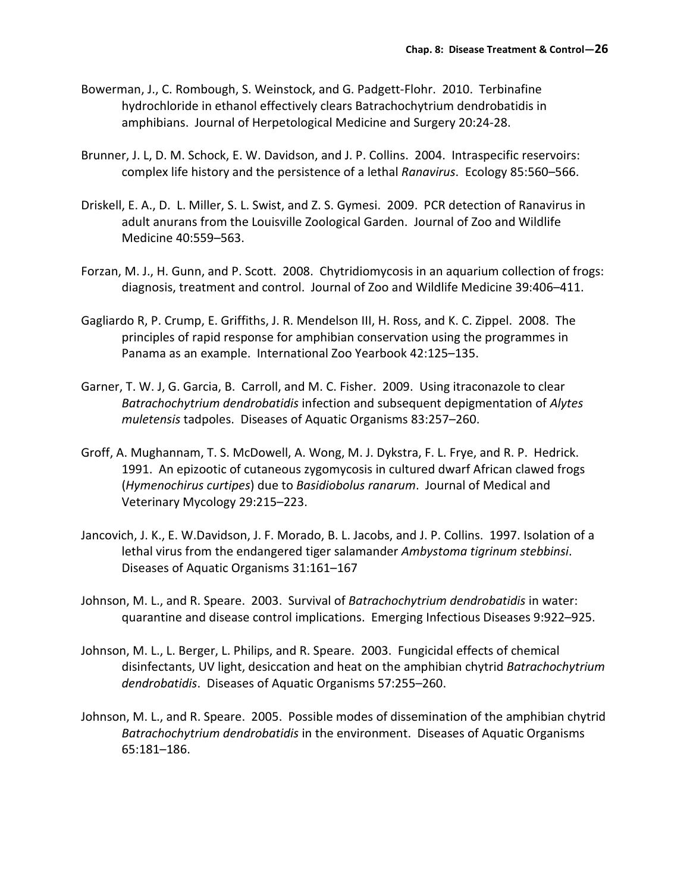Bowerman, J., C. Rombough, S. Weinstock, and G. Padgett-Flohr. 2010. Terbinafine hydrochloride in ethanol effectively clears Batrachochytrium dendrobatidis in amphibians. Journal of Herpetological Medicine and Surgery 20:24-28.

Brunner, J. L, D. M. Schock, E. W. Davidson, and J. P. Collins. 2004. Intraspecific reservoirs: complex life history and the persistence of a lethal *Ranavirus*. Ecology 85:560–566.

Driskell, E. A., D. L. Miller, S. L. Swist, and Z. S. Gymesi. 2009. PCR detection of Ranavirus in adult anurans from the Louisville Zoological Garden. Journal of Zoo and Wildlife Medicine 40:559–563.

Forzan, M. J., H. Gunn, and P. Scott. 2008. Chytridiomycosis in an aquarium collection of frogs: diagnosis, treatment and control. Journal of Zoo and Wildlife Medicine 39:406–411.

Gagliardo R, P. Crump, E. Griffiths, J. R. Mendelson III, H. Ross, and K. C. Zippel. 2008. The principles of rapid response for amphibian conservation using the programmes in Panama as an example. International Zoo Yearbook 42:125–135.

Garner, T. W. J, G. Garcia, B. Carroll, and M. C. Fisher. 2009. Using itraconazole to clear *Batrachochytrium dendrobatidis* infection and subsequent depigmentation of *Alytes muletensis* tadpoles. Diseases of Aquatic Organisms 83:257–260.

Groff, A. Mughannam, T. S. McDowell, A. Wong, M. J. Dykstra, F. L. Frye, and R. P. Hedrick. 1991. An epizootic of cutaneous zygomycosis in cultured dwarf African clawed frogs (*Hymenochirus curtipes*) due to *Basidiobolus ranarum*. Journal of Medical and Veterinary Mycology 29:215–223.

Jancovich, J. K., E. W.Davidson, J. F. Morado, B. L. Jacobs, and J. P. Collins. 1997. Isolation of a lethal virus from the endangered tiger salamander *Ambystoma tigrinum stebbinsi*. Diseases of Aquatic Organisms 31:161–167

Johnson, M. L., and R. Speare. 2003. Survival of *Batrachochytrium dendrobatidis* in water: quarantine and disease control implications. Emerging Infectious Diseases 9:922–925.

Johnson, M. L., L. Berger, L. Philips, and R. Speare. 2003. Fungicidal effects of chemical disinfectants, UV light, desiccation and heat on the amphibian chytrid *Batrachochytrium dendrobatidis*. Diseases of Aquatic Organisms 57:255–260.

Johnson, M. L., and R. Speare. 2005. Possible modes of dissemination of the amphibian chytrid *Batrachochytrium dendrobatidis* in the environment. Diseases of Aquatic Organisms 65:181–186.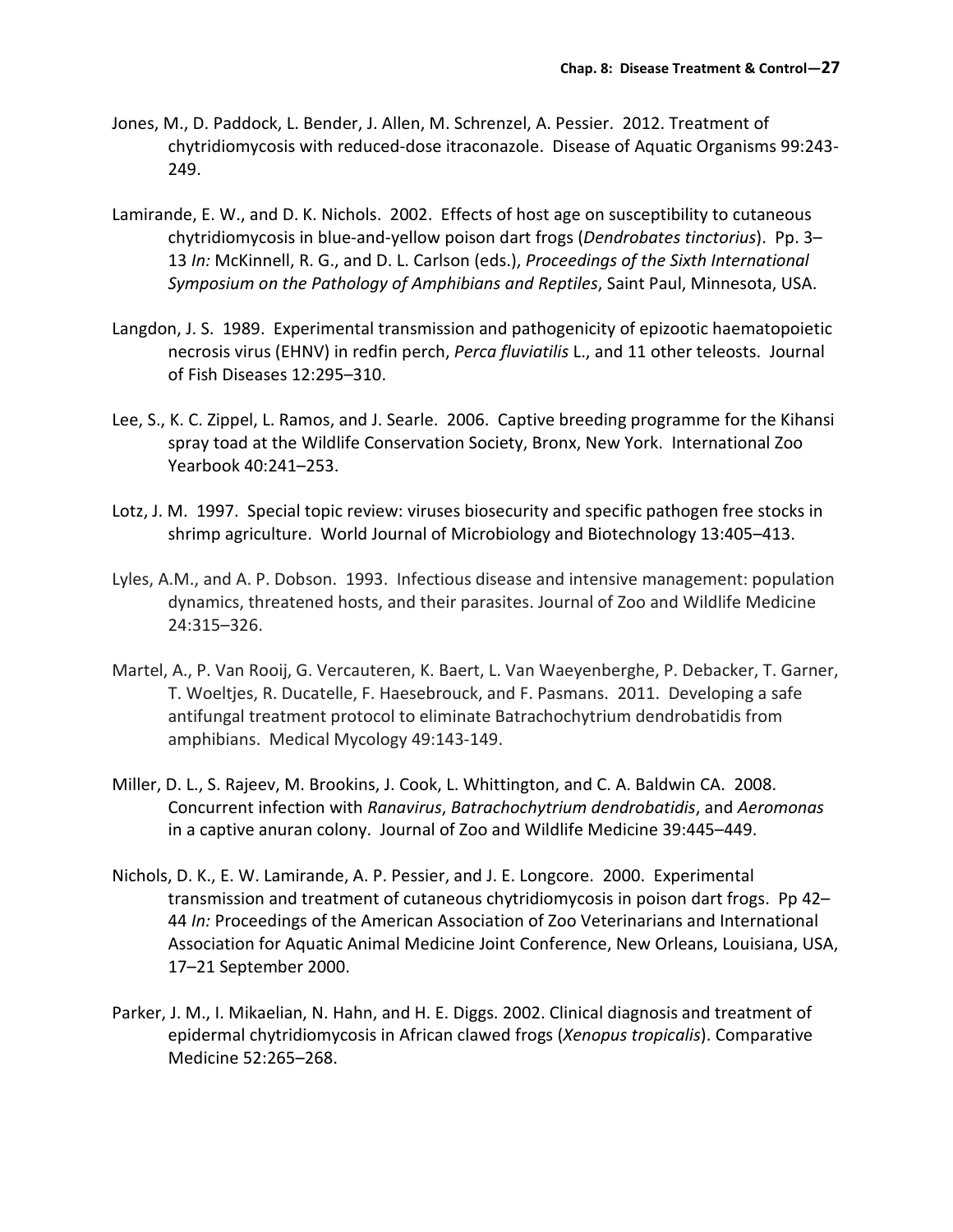Jones, M., D. Paddock, L. Bender, J. Allen, M. Schrenzel, A. Pessier. 2012. Treatment of chytridiomycosis with reduced-dose itraconazole. Disease of Aquatic Organisms 99:243-249.

Lamirande, E. W., and D. K. Nichols. 2002. Effects of host age on susceptibility to cutaneous chytridiomycosis in blue-and-yellow poison dart frogs (*Dendrobates tinctorius*). Pp. 3–13 *In:* McKinnell, R. G., and D. L. Carlson (eds.), *Proceedings of the Sixth International Symposium on the Pathology of Amphibians and Reptiles*, Saint Paul, Minnesota, USA.

Langdon, J. S. 1989. Experimental transmission and pathogenicity of epizootic haematopoietic necrosis virus (EHNV) in redfin perch, *Perca fluviatilis* L., and 11 other teleosts. Journal of Fish Diseases 12:295–310.

Lee, S., K. C. Zippel, L. Ramos, and J. Searle. 2006. Captive breeding programme for the Kihansi spray toad at the Wildlife Conservation Society, Bronx, New York. International Zoo Yearbook 40:241–253.

Lotz, J. M. 1997. Special topic review: viruses biosecurity and specific pathogen free stocks in shrimp agriculture. World Journal of Microbiology and Biotechnology 13:405–413.

Lyles, A.M., and A. P. Dobson. 1993. Infectious disease and intensive management: population dynamics, threatened hosts, and their parasites. Journal of Zoo and Wildlife Medicine 24:315–326.

Martel, A., P. Van Rooij, G. Vercauteren, K. Baert, L. Van Waeyenberghe, P. Debacker, T. Garner, T. Woeltjes, R. Ducatelle, F. Haesebrouck, and F. Pasmans. 2011. Developing a safe antifungal treatment protocol to eliminate Batrachochytrium dendrobatidis from amphibians. Medical Mycology 49:143-149.

Miller, D. L., S. Rajeev, M. Brookins, J. Cook, L. Whittington, and C. A. Baldwin CA. 2008. Concurrent infection with *Ranavirus*, *Batrachochytrium dendrobatidis*, and *Aeromonas* in a captive anuran colony. Journal of Zoo and Wildlife Medicine 39:445–449.

Nichols, D. K., E. W. Lamirande, A. P. Pessier, and J. E. Longcore. 2000. Experimental transmission and treatment of cutaneous chytridiomycosis in poison dart frogs. Pp 42–44 *In:* Proceedings of the American Association of Zoo Veterinarians and International Association for Aquatic Animal Medicine Joint Conference, New Orleans, Louisiana, USA, 17–21 September 2000.

Parker, J. M., I. Mikaelian, N. Hahn, and H. E. Diggs. 2002. Clinical diagnosis and treatment of epidermal chytridiomycosis in African clawed frogs (*Xenopus tropicalis*). Comparative Medicine 52:265–268.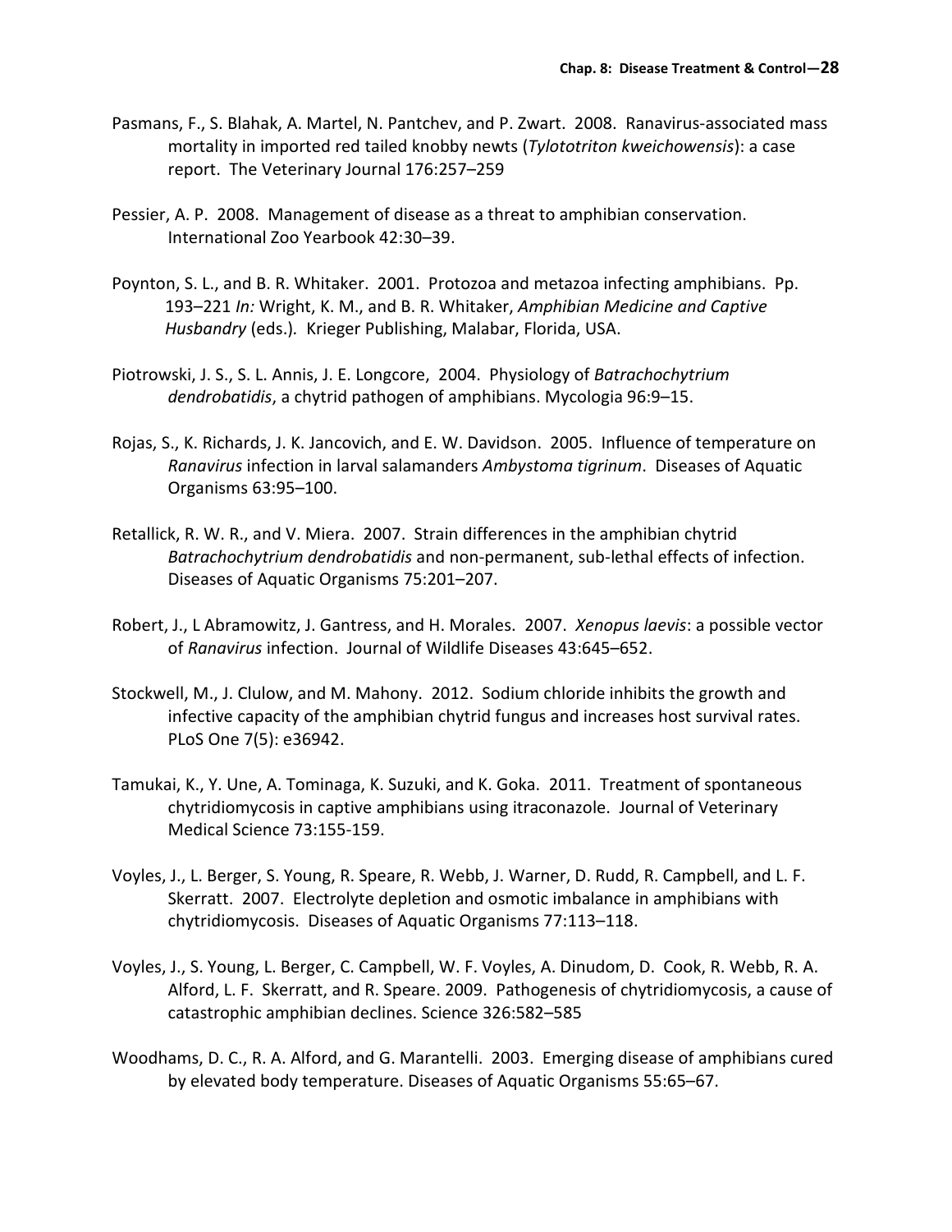Pasmans, F., S. Blahak, A. Martel, N. Pantchev, and P. Zwart. 2008. Ranavirus-associated mass mortality in imported red tailed knobby newts (*Tylototriton kweichowensis*): a case report. The Veterinary Journal 176:257–259

Pessier, A. P. 2008. Management of disease as a threat to amphibian conservation. International Zoo Yearbook 42:30–39.

Poynton, S. L., and B. R. Whitaker. 2001. Protozoa and metazoa infecting amphibians. Pp. 193–221 *In:* Wright, K. M., and B. R. Whitaker, *Amphibian Medicine and Captive Husbandry* (eds.). Krieger Publishing, Malabar, Florida, USA.

Piotrowski, J. S., S. L. Annis, J. E. Longcore, 2004. Physiology of *Batrachochytrium dendrobatidis*, a chytrid pathogen of amphibians. Mycologia 96:9–15.

Rojas, S., K. Richards, J. K. Jancovich, and E. W. Davidson. 2005. Influence of temperature on *Ranavirus* infection in larval salamanders *Ambystoma tigrinum*. Diseases of Aquatic Organisms 63:95–100.

Retallick, R. W. R., and V. Miera. 2007. Strain differences in the amphibian chytrid *Batrachochytrium dendrobatidis* and non-permanent, sub-lethal effects of infection. Diseases of Aquatic Organisms 75:201–207.

Robert, J., L Abramowitz, J. Gantress, and H. Morales. 2007. *Xenopus laevis*: a possible vector of *Ranavirus* infection. Journal of Wildlife Diseases 43:645–652.

Stockwell, M., J. Clulow, and M. Mahony. 2012. Sodium chloride inhibits the growth and infective capacity of the amphibian chytrid fungus and increases host survival rates. PLoS One 7(5): e36942.

Tamukai, K., Y. Une, A. Tominaga, K. Suzuki, and K. Goka. 2011. Treatment of spontaneous chytridiomycosis in captive amphibians using itraconazole. Journal of Veterinary Medical Science 73:155-159.

Voyles, J., L. Berger, S. Young, R. Speare, R. Webb, J. Warner, D. Rudd, R. Campbell, and L. F. Skerratt. 2007. Electrolyte depletion and osmotic imbalance in amphibians with chytridiomycosis. Diseases of Aquatic Organisms 77:113–118.

Voyles, J., S. Young, L. Berger, C. Campbell, W. F. Voyles, A. Dinudom, D. Cook, R. Webb, R. A. Alford, L. F. Skerratt, and R. Speare. 2009. Pathogenesis of chytridiomycosis, a cause of catastrophic amphibian declines. Science 326:582–585

Woodhams, D. C., R. A. Alford, and G. Marantelli. 2003. Emerging disease of amphibians cured by elevated body temperature. Diseases of Aquatic Organisms 55:65–67.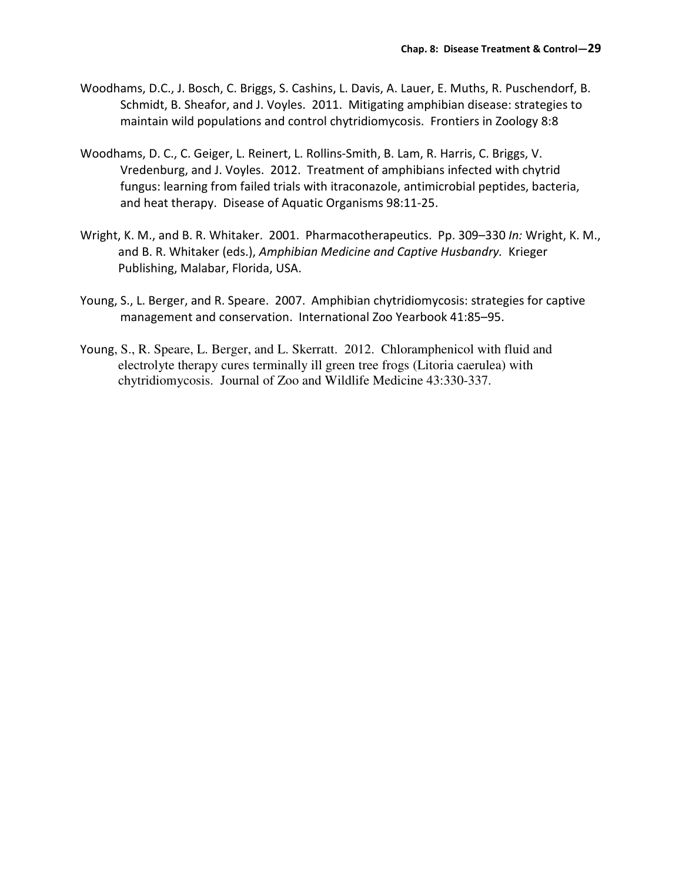Woodhams, D.C., J. Bosch, C. Briggs, S. Cashins, L. Davis, A. Lauer, E. Muths, R. Puschendorf, B. Schmidt, B. Sheafor, and J. Voyles. 2011. Mitigating amphibian disease: strategies to maintain wild populations and control chytridiomycosis. Frontiers in Zoology 8:8

Woodhams, D. C., C. Geiger, L. Reinert, L. Rollins-Smith, B. Lam, R. Harris, C. Briggs, V. Vredenburg, and J. Voyles. 2012. Treatment of amphibians infected with chytrid fungus: learning from failed trials with itraconazole, antimicrobial peptides, bacteria, and heat therapy. Disease of Aquatic Organisms 98:11-25.

Wright, K. M., and B. R. Whitaker. 2001. Pharmacotherapeutics. Pp. 309–330 *In:* Wright, K. M., and B. R. Whitaker (eds.), *Amphibian Medicine and Captive Husbandry.* Krieger Publishing, Malabar, Florida, USA.

Young, S., L. Berger, and R. Speare. 2007. Amphibian chytridiomycosis: strategies for captive management and conservation. International Zoo Yearbook 41:85–95.

Young, S., R. Speare, L. Berger, and L. Skerratt. 2012. Chloramphenicol with fluid and electrolyte therapy cures terminally ill green tree frogs (Litoria caerulea) with chytridiomycosis. Journal of Zoo and Wildlife Medicine 43:330-337.